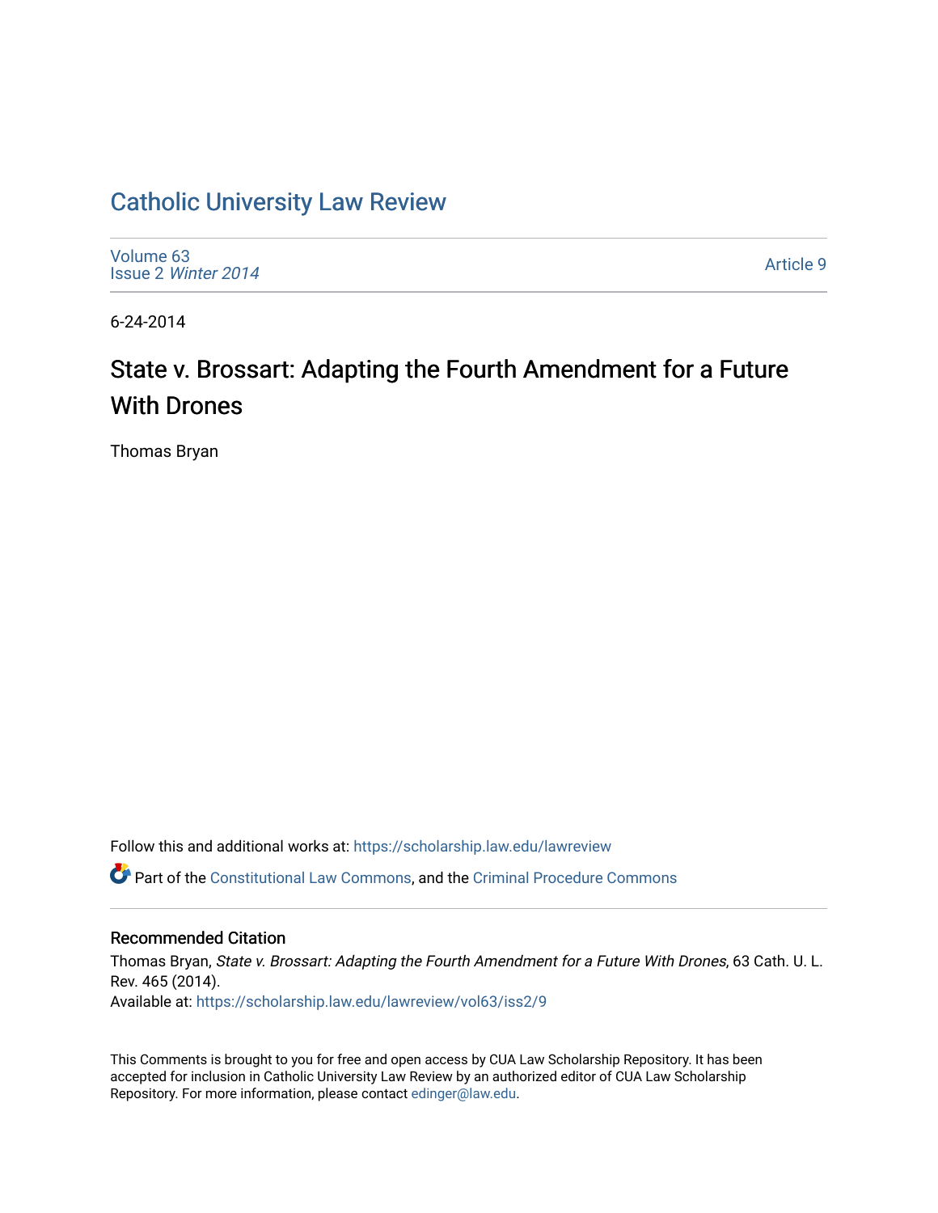# Catholic University Law Review

Volume 63
Issue 2 *Winter 2014*

Article 9

6-24-2014

## State v. Brossart: Adapting the Fourth Amendment for a Future With Drones

Thomas Bryan

Follow this and additional works at: https://scholarship.law.edu/lawreview

Part of the Constitutional Law Commons, and the Criminal Procedure Commons

### Recommended Citation

Thomas Bryan, *State v. Brossart: Adapting the Fourth Amendment for a Future With Drones*, 63 Cath. U. L. Rev. 465 (2014).
Available at: https://scholarship.law.edu/lawreview/vol63/iss2/9

This Comments is brought to you for free and open access by CUA Law Scholarship Repository. It has been accepted for inclusion in Catholic University Law Review by an authorized editor of CUA Law Scholarship Repository. For more information, please contact edinger@law.edu.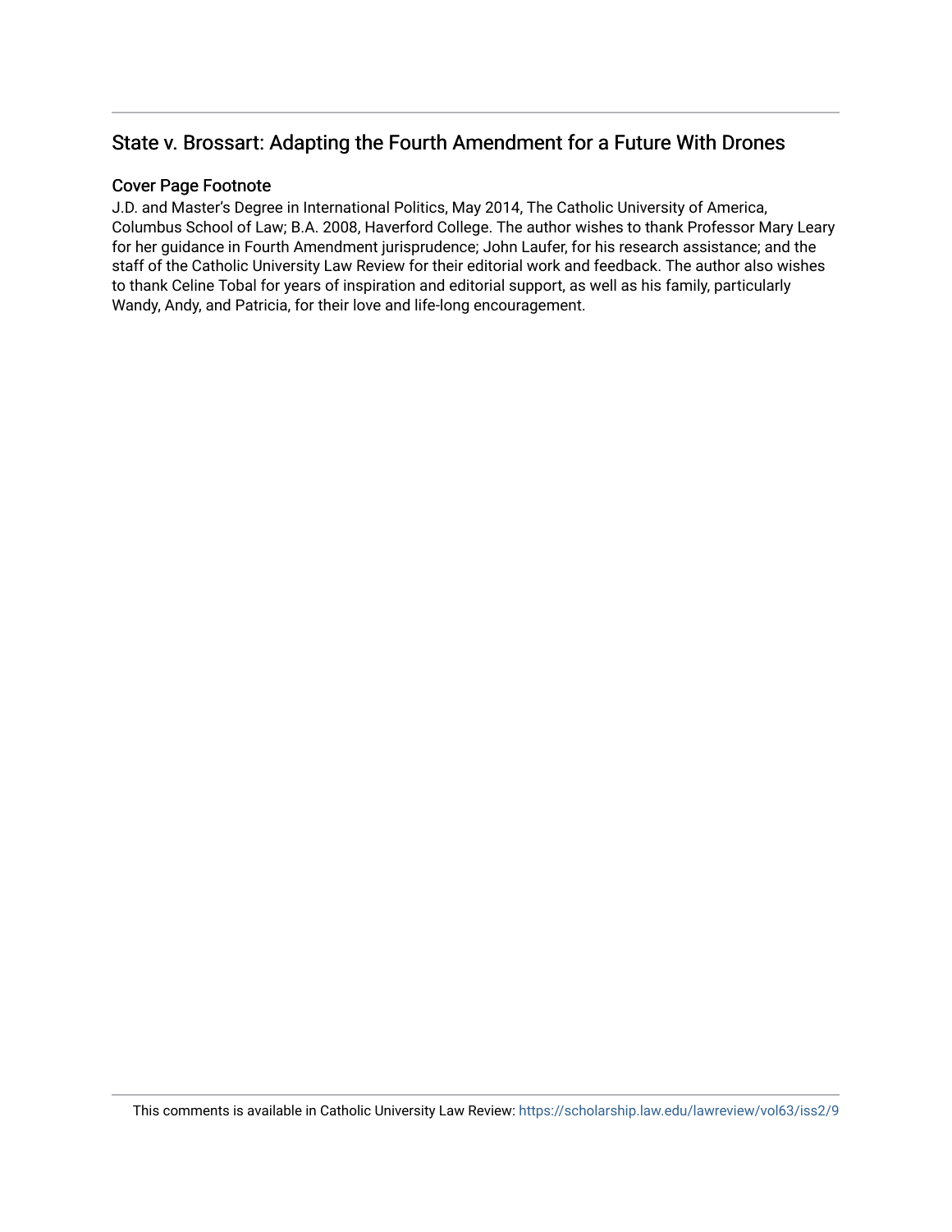## State v. Brossart: Adapting the Fourth Amendment for a Future With Drones

### Cover Page Footnote

J.D. and Master's Degree in International Politics, May 2014, The Catholic University of America, Columbus School of Law; B.A. 2008, Haverford College. The author wishes to thank Professor Mary Leary for her guidance in Fourth Amendment jurisprudence; John Laufer, for his research assistance; and the staff of the Catholic University Law Review for their editorial work and feedback. The author also wishes to thank Celine Tobal for years of inspiration and editorial support, as well as his family, particularly Wandy, Andy, and Patricia, for their love and life-long encouragement.

This comments is available in Catholic University Law Review: https://scholarship.law.edu/lawreview/vol63/iss2/9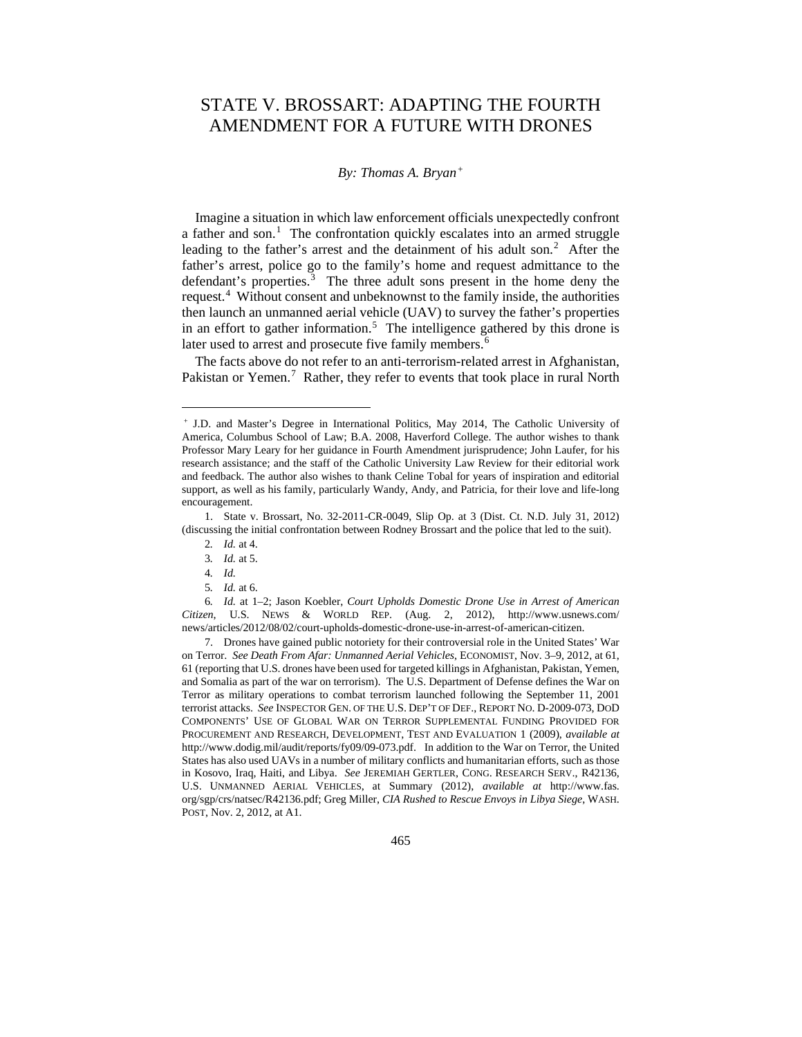# STATE V. BROSSART: ADAPTING THE FOURTH AMENDMENT FOR A FUTURE WITH DRONES

*By: Thomas A. Bryan*[+]

Imagine a situation in which law enforcement officials unexpectedly confront a father and son.[1] The confrontation quickly escalates into an armed struggle leading to the father's arrest and the detainment of his adult son.[2] After the father's arrest, police go to the family's home and request admittance to the defendant's properties.[3] The three adult sons present in the home deny the request.[4] Without consent and unbeknownst to the family inside, the authorities then launch an unmanned aerial vehicle (UAV) to survey the father's properties in an effort to gather information.[5] The intelligence gathered by this drone is later used to arrest and prosecute five family members.[6]

The facts above do not refer to an anti-terrorism-related arrest in Afghanistan, Pakistan or Yemen.[7] Rather, they refer to events that took place in rural North

---

[+] J.D. and Master's Degree in International Politics, May 2014, The Catholic University of America, Columbus School of Law; B.A. 2008, Haverford College. The author wishes to thank Professor Mary Leary for her guidance in Fourth Amendment jurisprudence; John Laufer, for his research assistance; and the staff of the Catholic University Law Review for their editorial work and feedback. The author also wishes to thank Celine Tobal for years of inspiration and editorial support, as well as his family, particularly Wandy, Andy, and Patricia, for their love and life-long encouragement.

1. State v. Brossart, No. 32-2011-CR-0049, Slip Op. at 3 (Dist. Ct. N.D. July 31, 2012) (discussing the initial confrontation between Rodney Brossart and the police that led to the suit).

2. *Id.* at 4.

3. *Id.* at 5.

4. *Id.*

5. *Id.* at 6.

6. *Id.* at 1–2; Jason Koebler, *Court Upholds Domestic Drone Use in Arrest of American Citizen*, U.S. NEWS & WORLD REP. (Aug. 2, 2012), http://www.usnews.com/news/articles/2012/08/02/court-upholds-domestic-drone-use-in-arrest-of-american-citizen.

7. Drones have gained public notoriety for their controversial role in the United States' War on Terror. *See Death From Afar: Unmanned Aerial Vehicles*, ECONOMIST, Nov. 3–9, 2012, at 61, 61 (reporting that U.S. drones have been used for targeted killings in Afghanistan, Pakistan, Yemen, and Somalia as part of the war on terrorism). The U.S. Department of Defense defines the War on Terror as military operations to combat terrorism launched following the September 11, 2001 terrorist attacks. *See* INSPECTOR GEN. OF THE U.S. DEP'T OF DEF., REPORT NO. D-2009-073, DOD COMPONENTS' USE OF GLOBAL WAR ON TERROR SUPPLEMENTAL FUNDING PROVIDED FOR PROCUREMENT AND RESEARCH, DEVELOPMENT, TEST AND EVALUATION 1 (2009), *available at* http://www.dodig.mil/audit/reports/fy09/09-073.pdf. In addition to the War on Terror, the United States has also used UAVs in a number of military conflicts and humanitarian efforts, such as those in Kosovo, Iraq, Haiti, and Libya. *See* JEREMIAH GERTLER, CONG. RESEARCH SERV., R42136, U.S. UNMANNED AERIAL VEHICLES, at Summary (2012), *available at* http://www.fas.org/sgp/crs/natsec/R42136.pdf; Greg Miller, *CIA Rushed to Rescue Envoys in Libya Siege*, WASH. POST, Nov. 2, 2012, at A1.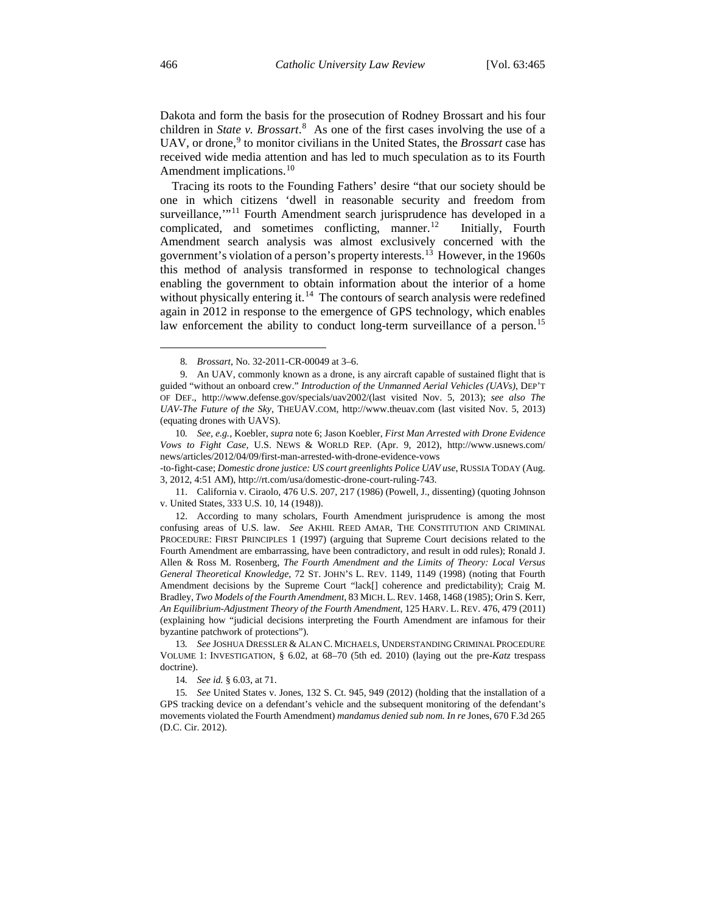Dakota and form the basis for the prosecution of Rodney Brossart and his four children in *State v. Brossart*.[8] As one of the first cases involving the use of a UAV, or drone,[9] to monitor civilians in the United States, the *Brossart* case has received wide media attention and has led to much speculation as to its Fourth Amendment implications.[10]

Tracing its roots to the Founding Fathers' desire "that our society should be one in which citizens 'dwell in reasonable security and freedom from surveillance,'"[11] Fourth Amendment search jurisprudence has developed in a complicated, and sometimes conflicting, manner.[12] Initially, Fourth Amendment search analysis was almost exclusively concerned with the government's violation of a person's property interests.[13] However, in the 1960s this method of analysis transformed in response to technological changes enabling the government to obtain information about the interior of a home without physically entering it.[14] The contours of search analysis were redefined again in 2012 in response to the emergence of GPS technology, which enables law enforcement the ability to conduct long-term surveillance of a person.[15]

---

8. *Brossart*, No. 32-2011-CR-00049 at 3–6.

9. An UAV, commonly known as a drone, is any aircraft capable of sustained flight that is guided "without an onboard crew." *Introduction of the Unmanned Aerial Vehicles (UAVs)*, DEP'T OF DEF., http://www.defense.gov/specials/uav2002/(last visited Nov. 5, 2013); *see also The UAV-The Future of the Sky*, THEUAV.COM, http://www.theuav.com (last visited Nov. 5, 2013) (equating drones with UAVS).

10. *See, e.g.*, Koebler, *supra* note 6; Jason Koebler, *First Man Arrested with Drone Evidence Vows to Fight Case*, U.S. NEWS & WORLD REP. (Apr. 9, 2012), http://www.usnews.com/news/articles/2012/04/09/first-man-arrested-with-drone-evidence-vows-to-fight-case; *Domestic drone justice: US court greenlights Police UAV use*, RUSSIA TODAY (Aug. 3, 2012, 4:51 AM), http://rt.com/usa/domestic-drone-court-ruling-743.

11. California v. Ciraolo, 476 U.S. 207, 217 (1986) (Powell, J., dissenting) (quoting Johnson v. United States, 333 U.S. 10, 14 (1948)).

12. According to many scholars, Fourth Amendment jurisprudence is among the most confusing areas of U.S. law. *See* AKHIL REED AMAR, THE CONSTITUTION AND CRIMINAL PROCEDURE: FIRST PRINCIPLES 1 (1997) (arguing that Supreme Court decisions related to the Fourth Amendment are embarrassing, have been contradictory, and result in odd rules); Ronald J. Allen & Ross M. Rosenberg, *The Fourth Amendment and the Limits of Theory: Local Versus General Theoretical Knowledge*, 72 ST. JOHN'S L. REV. 1149, 1149 (1998) (noting that Fourth Amendment decisions by the Supreme Court "lack[] coherence and predictability); Craig M. Bradley, *Two Models of the Fourth Amendment*, 83 MICH. L. REV. 1468, 1468 (1985); Orin S. Kerr, *An Equilibrium-Adjustment Theory of the Fourth Amendment*, 125 HARV. L. REV. 476, 479 (2011) (explaining how "judicial decisions interpreting the Fourth Amendment are infamous for their byzantine patchwork of protections").

13. *See* JOSHUA DRESSLER & ALAN C. MICHAELS, UNDERSTANDING CRIMINAL PROCEDURE VOLUME 1: INVESTIGATION, § 6.02, at 68–70 (5th ed. 2010) (laying out the pre-*Katz* trespass doctrine).

14. *See id.* § 6.03, at 71.

15. *See* United States v. Jones, 132 S. Ct. 945, 949 (2012) (holding that the installation of a GPS tracking device on a defendant's vehicle and the subsequent monitoring of the defendant's movements violated the Fourth Amendment) *mandamus denied sub nom. In re* Jones, 670 F.3d 265 (D.C. Cir. 2012).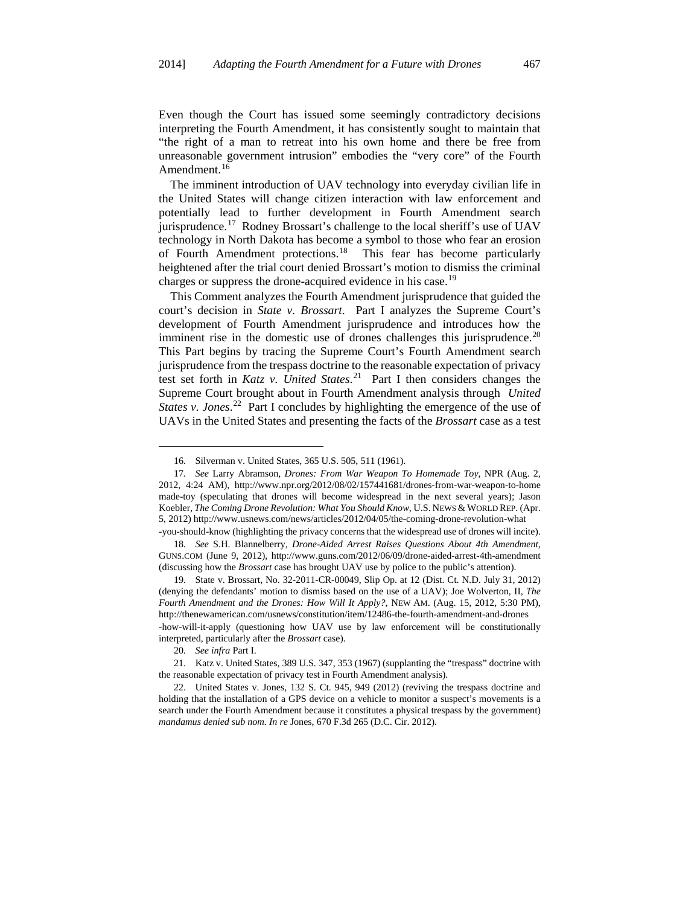Even though the Court has issued some seemingly contradictory decisions interpreting the Fourth Amendment, it has consistently sought to maintain that "the right of a man to retreat into his own home and there be free from unreasonable government intrusion" embodies the "very core" of the Fourth Amendment.[16]

The imminent introduction of UAV technology into everyday civilian life in the United States will change citizen interaction with law enforcement and potentially lead to further development in Fourth Amendment search jurisprudence.[17] Rodney Brossart's challenge to the local sheriff's use of UAV technology in North Dakota has become a symbol to those who fear an erosion of Fourth Amendment protections.[18] This fear has become particularly heightened after the trial court denied Brossart's motion to dismiss the criminal charges or suppress the drone-acquired evidence in his case.[19]

This Comment analyzes the Fourth Amendment jurisprudence that guided the court's decision in *State v. Brossart*. Part I analyzes the Supreme Court's development of Fourth Amendment jurisprudence and introduces how the imminent rise in the domestic use of drones challenges this jurisprudence.[20] This Part begins by tracing the Supreme Court's Fourth Amendment search jurisprudence from the trespass doctrine to the reasonable expectation of privacy test set forth in *Katz v. United States*.[21] Part I then considers changes the Supreme Court brought about in Fourth Amendment analysis through *United States v. Jones*.[22] Part I concludes by highlighting the emergence of the use of UAVs in the United States and presenting the facts of the *Brossart* case as a test

---

16. Silverman v. United States, 365 U.S. 505, 511 (1961).

17. *See* Larry Abramson, *Drones: From War Weapon To Homemade Toy*, NPR (Aug. 2, 2012, 4:24 AM), http://www.npr.org/2012/08/02/157441681/drones-from-war-weapon-to-homemade-toy (speculating that drones will become widespread in the next several years); Jason Koebler, *The Coming Drone Revolution: What You Should Know*, U.S. NEWS & WORLD REP. (Apr. 5, 2012) http://www.usnews.com/news/articles/2012/04/05/the-coming-drone-revolution-what-you-should-know (highlighting the privacy concerns that the widespread use of drones will incite).

18. *See* S.H. Blannelberry, *Drone-Aided Arrest Raises Questions About 4th Amendment*, GUNS.COM (June 9, 2012), http://www.guns.com/2012/06/09/drone-aided-arrest-4th-amendment (discussing how the *Brossart* case has brought UAV use by police to the public's attention).

19. State v. Brossart, No. 32-2011-CR-00049, Slip Op. at 12 (Dist. Ct. N.D. July 31, 2012) (denying the defendants' motion to dismiss based on the use of a UAV); Joe Wolverton, II, *The Fourth Amendment and the Drones: How Will It Apply?*, NEW AM. (Aug. 15, 2012, 5:30 PM), http://thenewamerican.com/usnews/constitution/item/12486-the-fourth-amendment-and-drones-how-will-it-apply (questioning how UAV use by law enforcement will be constitutionally interpreted, particularly after the *Brossart* case).

20. *See infra* Part I.

21. Katz v. United States, 389 U.S. 347, 353 (1967) (supplanting the "trespass" doctrine with the reasonable expectation of privacy test in Fourth Amendment analysis).

22. United States v. Jones, 132 S. Ct. 945, 949 (2012) (reviving the trespass doctrine and holding that the installation of a GPS device on a vehicle to monitor a suspect's movements is a search under the Fourth Amendment because it constitutes a physical trespass by the government) *mandamus denied sub nom. In re* Jones, 670 F.3d 265 (D.C. Cir. 2012).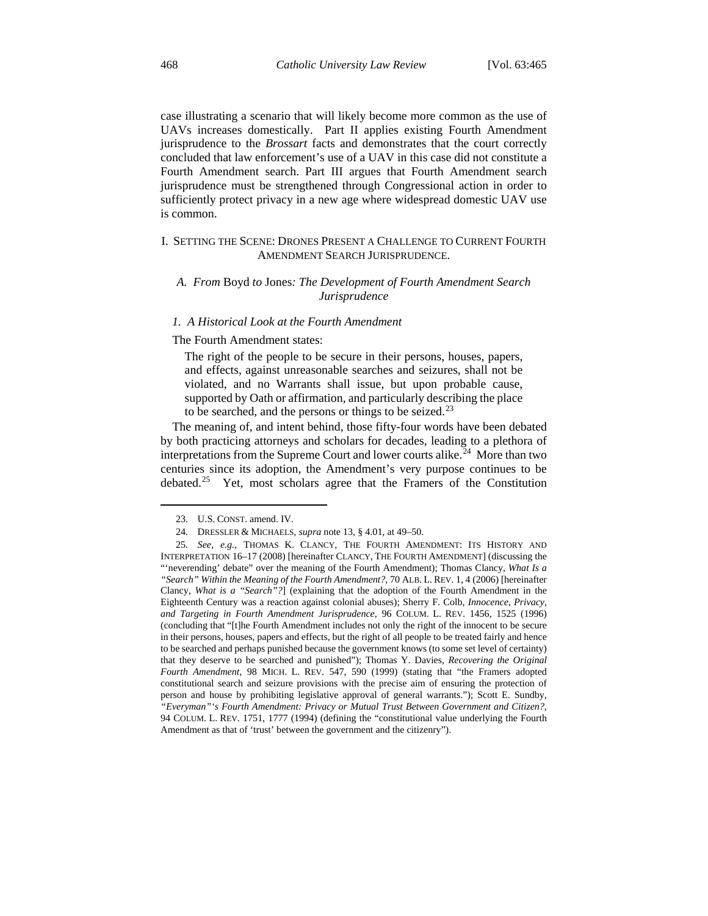case illustrating a scenario that will likely become more common as the use of UAVs increases domestically. Part II applies existing Fourth Amendment jurisprudence to the *Brossart* facts and demonstrates that the court correctly concluded that law enforcement's use of a UAV in this case did not constitute a Fourth Amendment search. Part III argues that Fourth Amendment search jurisprudence must be strengthened through Congressional action in order to sufficiently protect privacy in a new age where widespread domestic UAV use is common.

## I. SETTING THE SCENE: DRONES PRESENT A CHALLENGE TO CURRENT FOURTH AMENDMENT SEARCH JURISPRUDENCE.

### *A. From* Boyd *to* Jones*: The Development of Fourth Amendment Search Jurisprudence*

#### *1. A Historical Look at the Fourth Amendment*

The Fourth Amendment states:

> The right of the people to be secure in their persons, houses, papers, and effects, against unreasonable searches and seizures, shall not be violated, and no Warrants shall issue, but upon probable cause, supported by Oath or affirmation, and particularly describing the place to be searched, and the persons or things to be seized.[23]

The meaning of, and intent behind, those fifty-four words have been debated by both practicing attorneys and scholars for decades, leading to a plethora of interpretations from the Supreme Court and lower courts alike.[24] More than two centuries since its adoption, the Amendment's very purpose continues to be debated.[25] Yet, most scholars agree that the Framers of the Constitution

---

23. U.S. CONST. amend. IV.

24. DRESSLER & MICHAELS, *supra* note 13, § 4.01, at 49–50.

25. *See, e.g.*, THOMAS K. CLANCY, THE FOURTH AMENDMENT: ITS HISTORY AND INTERPRETATION 16–17 (2008) [hereinafter CLANCY, THE FOURTH AMENDMENT] (discussing the "'neverending' debate" over the meaning of the Fourth Amendment); Thomas Clancy, *What Is a "Search" Within the Meaning of the Fourth Amendment?*, 70 ALB. L. REV. 1, 4 (2006) [hereinafter Clancy, *What is a "Search"?*] (explaining that the adoption of the Fourth Amendment in the Eighteenth Century was a reaction against colonial abuses); Sherry F. Colb, *Innocence, Privacy, and Targeting in Fourth Amendment Jurisprudence*, 96 COLUM. L. REV. 1456, 1525 (1996) (concluding that "[t]he Fourth Amendment includes not only the right of the innocent to be secure in their persons, houses, papers and effects, but the right of all people to be treated fairly and hence to be searched and perhaps punished because the government knows (to some set level of certainty) that they deserve to be searched and punished"); Thomas Y. Davies, *Recovering the Original Fourth Amendment*, 98 MICH. L. REV. 547, 590 (1999) (stating that "the Framers adopted constitutional search and seizure provisions with the precise aim of ensuring the protection of person and house by prohibiting legislative approval of general warrants."); Scott E. Sundby, *"Everyman"'s Fourth Amendment: Privacy or Mutual Trust Between Government and Citizen?*, 94 COLUM. L. REV. 1751, 1777 (1994) (defining the "constitutional value underlying the Fourth Amendment as that of 'trust' between the government and the citizenry").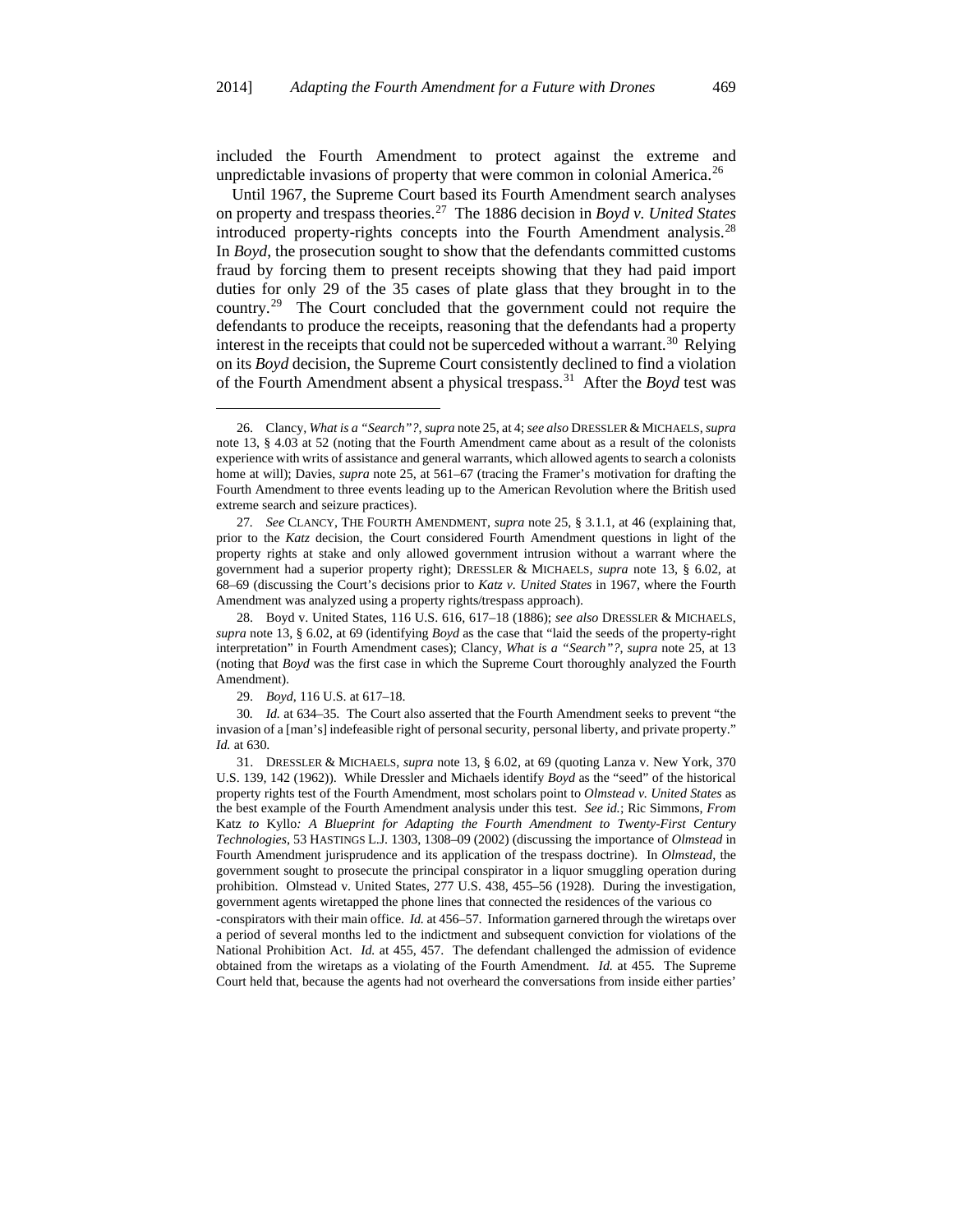included the Fourth Amendment to protect against the extreme and unpredictable invasions of property that were common in colonial America.[26]

Until 1967, the Supreme Court based its Fourth Amendment search analyses on property and trespass theories.[27] The 1886 decision in *Boyd v. United States* introduced property-rights concepts into the Fourth Amendment analysis.[28] In *Boyd*, the prosecution sought to show that the defendants committed customs fraud by forcing them to present receipts showing that they had paid import duties for only 29 of the 35 cases of plate glass that they brought in to the country.[29] The Court concluded that the government could not require the defendants to produce the receipts, reasoning that the defendants had a property interest in the receipts that could not be superceded without a warrant.[30] Relying on its *Boyd* decision, the Supreme Court consistently declined to find a violation of the Fourth Amendment absent a physical trespass.[31] After the *Boyd* test was

---

26. Clancy, *What is a "Search"?*, *supra* note 25, at 4; *see also* DRESSLER & MICHAELS, *supra* note 13, § 4.03 at 52 (noting that the Fourth Amendment came about as a result of the colonists experience with writs of assistance and general warrants, which allowed agents to search a colonists home at will); Davies, *supra* note 25, at 561–67 (tracing the Framer's motivation for drafting the Fourth Amendment to three events leading up to the American Revolution where the British used extreme search and seizure practices).

27. *See* CLANCY, THE FOURTH AMENDMENT, *supra* note 25, § 3.1.1, at 46 (explaining that, prior to the *Katz* decision, the Court considered Fourth Amendment questions in light of the property rights at stake and only allowed government intrusion without a warrant where the government had a superior property right); DRESSLER & MICHAELS, *supra* note 13, § 6.02, at 68–69 (discussing the Court's decisions prior to *Katz v. United States* in 1967, where the Fourth Amendment was analyzed using a property rights/trespass approach).

28. Boyd v. United States, 116 U.S. 616, 617–18 (1886); *see also* DRESSLER & MICHAELS, *supra* note 13, § 6.02, at 69 (identifying *Boyd* as the case that "laid the seeds of the property-right interpretation" in Fourth Amendment cases); Clancy, *What is a "Search"?*, *supra* note 25, at 13 (noting that *Boyd* was the first case in which the Supreme Court thoroughly analyzed the Fourth Amendment).

29. *Boyd*, 116 U.S. at 617–18.

30. *Id.* at 634–35. The Court also asserted that the Fourth Amendment seeks to prevent "the invasion of a [man's] indefeasible right of personal security, personal liberty, and private property." *Id.* at 630.

31. DRESSLER & MICHAELS, *supra* note 13, § 6.02, at 69 (quoting Lanza v. New York, 370 U.S. 139, 142 (1962)). While Dressler and Michaels identify *Boyd* as the "seed" of the historical property rights test of the Fourth Amendment, most scholars point to *Olmstead v. United States* as the best example of the Fourth Amendment analysis under this test. *See id.*; Ric Simmons, *From* Katz *to* Kyllo*: A Blueprint for Adapting the Fourth Amendment to Twenty-First Century Technologies*, 53 HASTINGS L.J. 1303, 1308–09 (2002) (discussing the importance of *Olmstead* in Fourth Amendment jurisprudence and its application of the trespass doctrine). In *Olmstead*, the government sought to prosecute the principal conspirator in a liquor smuggling operation during prohibition. Olmstead v. United States, 277 U.S. 438, 455–56 (1928). During the investigation, government agents wiretapped the phone lines that connected the residences of the various co-conspirators with their main office. *Id.* at 456–57. Information garnered through the wiretaps over a period of several months led to the indictment and subsequent conviction for violations of the National Prohibition Act. *Id.* at 455, 457. The defendant challenged the admission of evidence obtained from the wiretaps as a violating of the Fourth Amendment. *Id.* at 455. The Supreme Court held that, because the agents had not overheard the conversations from inside either parties'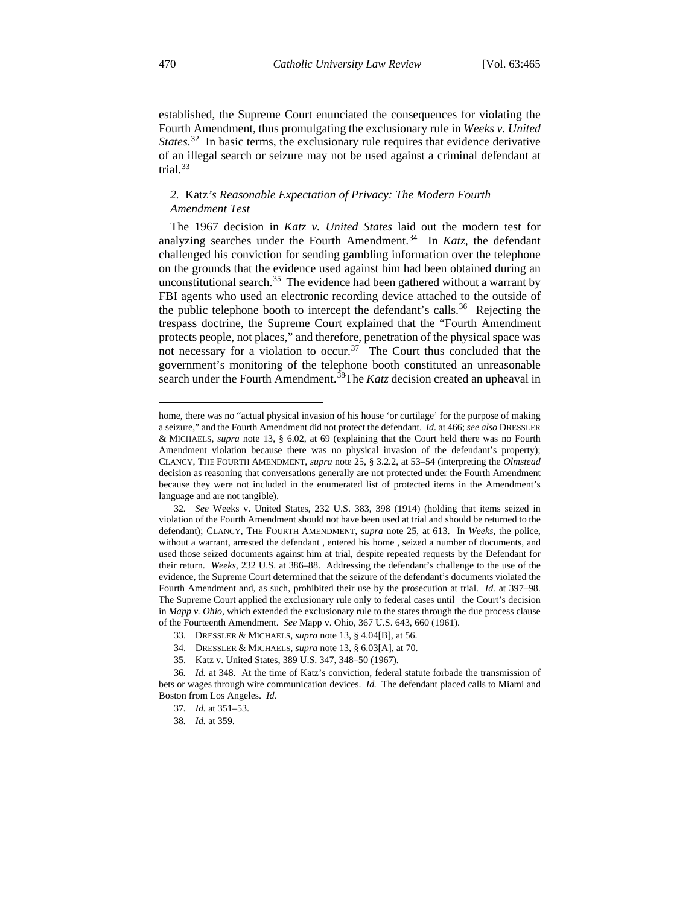established, the Supreme Court enunciated the consequences for violating the Fourth Amendment, thus promulgating the exclusionary rule in *Weeks v. United States*.[32] In basic terms, the exclusionary rule requires that evidence derivative of an illegal search or seizure may not be used against a criminal defendant at trial.[33]

### *2. Katz's Reasonable Expectation of Privacy: The Modern Fourth Amendment Test*

The 1967 decision in *Katz v. United States* laid out the modern test for analyzing searches under the Fourth Amendment.[34] In *Katz*, the defendant challenged his conviction for sending gambling information over the telephone on the grounds that the evidence used against him had been obtained during an unconstitutional search.[35] The evidence had been gathered without a warrant by FBI agents who used an electronic recording device attached to the outside of the public telephone booth to intercept the defendant's calls.[36] Rejecting the trespass doctrine, the Supreme Court explained that the "Fourth Amendment protects people, not places," and therefore, penetration of the physical space was not necessary for a violation to occur.[37] The Court thus concluded that the government's monitoring of the telephone booth constituted an unreasonable search under the Fourth Amendment.[38]The *Katz* decision created an upheaval in

---

home, there was no "actual physical invasion of his house 'or curtilage' for the purpose of making a seizure," and the Fourth Amendment did not protect the defendant. *Id.* at 466; *see also* DRESSLER & MICHAELS, *supra* note 13, § 6.02, at 69 (explaining that the Court held there was no Fourth Amendment violation because there was no physical invasion of the defendant's property); CLANCY, THE FOURTH AMENDMENT, *supra* note 25, § 3.2.2, at 53–54 (interpreting the *Olmstead* decision as reasoning that conversations generally are not protected under the Fourth Amendment because they were not included in the enumerated list of protected items in the Amendment's language and are not tangible).

32. *See* Weeks v. United States, 232 U.S. 383, 398 (1914) (holding that items seized in violation of the Fourth Amendment should not have been used at trial and should be returned to the defendant); CLANCY, THE FOURTH AMENDMENT, *supra* note 25, at 613. In *Weeks*, the police, without a warrant, arrested the defendant , entered his home , seized a number of documents, and used those seized documents against him at trial, despite repeated requests by the Defendant for their return. *Weeks*, 232 U.S. at 386–88. Addressing the defendant's challenge to the use of the evidence, the Supreme Court determined that the seizure of the defendant's documents violated the Fourth Amendment and, as such, prohibited their use by the prosecution at trial. *Id.* at 397–98. The Supreme Court applied the exclusionary rule only to federal cases until the Court's decision in *Mapp v. Ohio*, which extended the exclusionary rule to the states through the due process clause of the Fourteenth Amendment. *See* Mapp v. Ohio, 367 U.S. 643, 660 (1961).

33. DRESSLER & MICHAELS, *supra* note 13, § 4.04[B], at 56.

34. DRESSLER & MICHAELS, *supra* note 13, § 6.03[A], at 70.

35. Katz v. United States, 389 U.S. 347, 348–50 (1967).

36. *Id.* at 348. At the time of Katz's conviction, federal statute forbade the transmission of bets or wages through wire communication devices. *Id.* The defendant placed calls to Miami and Boston from Los Angeles. *Id.*

37. *Id.* at 351–53.

38. *Id.* at 359.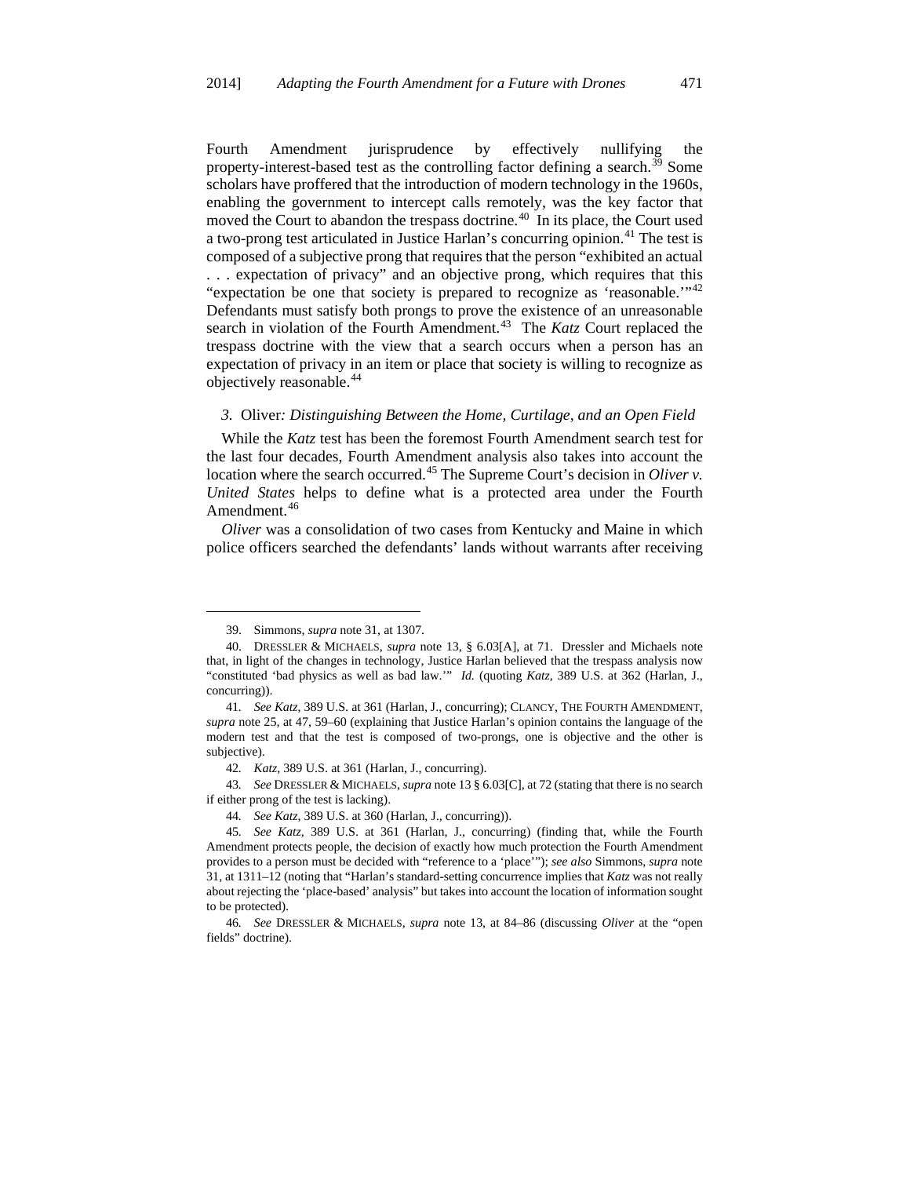Fourth Amendment jurisprudence by effectively nullifying the property-interest-based test as the controlling factor defining a search.[39] Some scholars have proffered that the introduction of modern technology in the 1960s, enabling the government to intercept calls remotely, was the key factor that moved the Court to abandon the trespass doctrine.[40] In its place, the Court used a two-prong test articulated in Justice Harlan's concurring opinion.[41] The test is composed of a subjective prong that requires that the person "exhibited an actual . . . expectation of privacy" and an objective prong, which requires that this "expectation be one that society is prepared to recognize as 'reasonable.'"[42] Defendants must satisfy both prongs to prove the existence of an unreasonable search in violation of the Fourth Amendment.[43] The *Katz* Court replaced the trespass doctrine with the view that a search occurs when a person has an expectation of privacy in an item or place that society is willing to recognize as objectively reasonable.[44]

### *3.* Oliver*: Distinguishing Between the Home, Curtilage, and an Open Field*

While the *Katz* test has been the foremost Fourth Amendment search test for the last four decades, Fourth Amendment analysis also takes into account the location where the search occurred.[45] The Supreme Court's decision in *Oliver v. United States* helps to define what is a protected area under the Fourth Amendment.[46]

*Oliver* was a consolidation of two cases from Kentucky and Maine in which police officers searched the defendants' lands without warrants after receiving

---

39. Simmons, *supra* note 31, at 1307.

40. DRESSLER & MICHAELS, *supra* note 13, § 6.03[A], at 71. Dressler and Michaels note that, in light of the changes in technology, Justice Harlan believed that the trespass analysis now "constituted 'bad physics as well as bad law.'" *Id.* (quoting *Katz*, 389 U.S. at 362 (Harlan, J., concurring)).

41. *See Katz*, 389 U.S. at 361 (Harlan, J., concurring); CLANCY, THE FOURTH AMENDMENT, *supra* note 25, at 47, 59–60 (explaining that Justice Harlan's opinion contains the language of the modern test and that the test is composed of two-prongs, one is objective and the other is subjective).

42. *Katz*, 389 U.S. at 361 (Harlan, J., concurring).

43. *See* DRESSLER & MICHAELS, *supra* note 13 § 6.03[C], at 72 (stating that there is no search if either prong of the test is lacking).

44. *See Katz*, 389 U.S. at 360 (Harlan, J., concurring)).

45. *See Katz*, 389 U.S. at 361 (Harlan, J., concurring) (finding that, while the Fourth Amendment protects people, the decision of exactly how much protection the Fourth Amendment provides to a person must be decided with "reference to a 'place'"); *see also* Simmons, *supra* note 31, at 1311–12 (noting that "Harlan's standard-setting concurrence implies that *Katz* was not really about rejecting the 'place-based' analysis" but takes into account the location of information sought to be protected).

46. *See* DRESSLER & MICHAELS, *supra* note 13, at 84–86 (discussing *Oliver* at the "open fields" doctrine).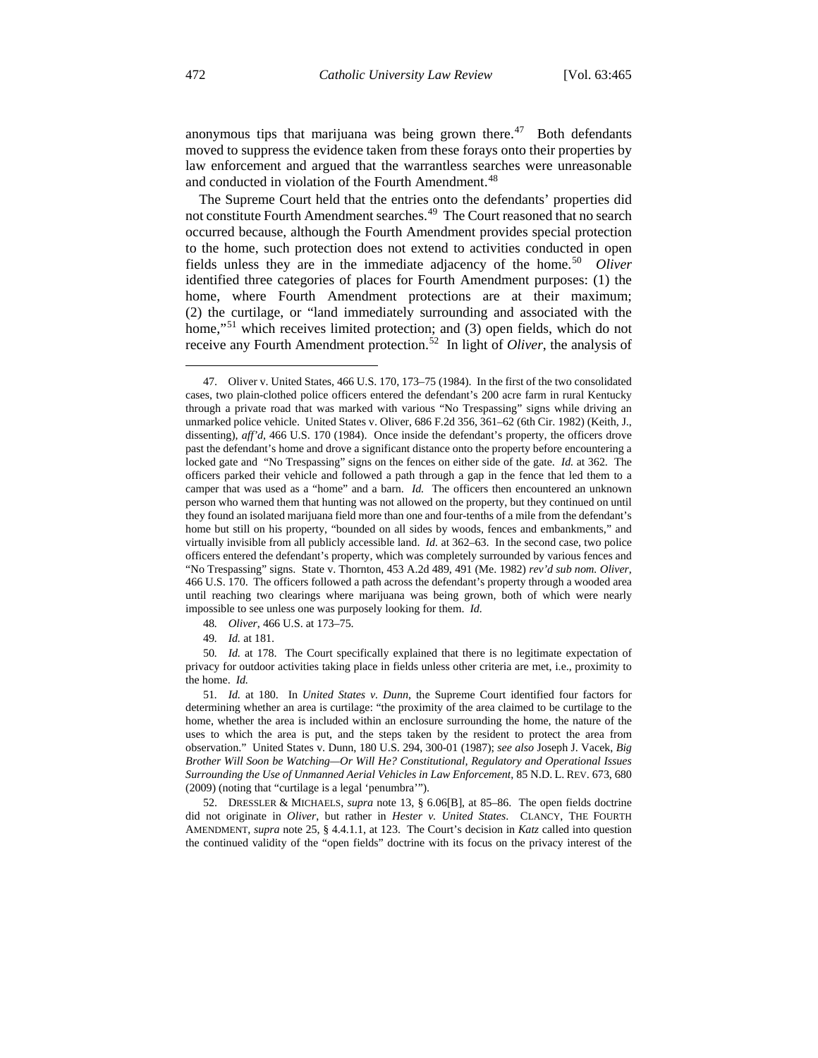anonymous tips that marijuana was being grown there.[47] Both defendants moved to suppress the evidence taken from these forays onto their properties by law enforcement and argued that the warrantless searches were unreasonable and conducted in violation of the Fourth Amendment.[48]

The Supreme Court held that the entries onto the defendants' properties did not constitute Fourth Amendment searches.[49] The Court reasoned that no search occurred because, although the Fourth Amendment provides special protection to the home, such protection does not extend to activities conducted in open fields unless they are in the immediate adjacency of the home.[50] *Oliver* identified three categories of places for Fourth Amendment purposes: (1) the home, where Fourth Amendment protections are at their maximum; (2) the curtilage, or "land immediately surrounding and associated with the home,"[51] which receives limited protection; and (3) open fields, which do not receive any Fourth Amendment protection.[52] In light of *Oliver*, the analysis of

---

47. Oliver v. United States, 466 U.S. 170, 173–75 (1984). In the first of the two consolidated cases, two plain-clothed police officers entered the defendant's 200 acre farm in rural Kentucky through a private road that was marked with various "No Trespassing" signs while driving an unmarked police vehicle. United States v. Oliver, 686 F.2d 356, 361–62 (6th Cir. 1982) (Keith, J., dissenting), *aff'd*, 466 U.S. 170 (1984). Once inside the defendant's property, the officers drove past the defendant's home and drove a significant distance onto the property before encountering a locked gate and "No Trespassing" signs on the fences on either side of the gate. *Id.* at 362. The officers parked their vehicle and followed a path through a gap in the fence that led them to a camper that was used as a "home" and a barn. *Id.* The officers then encountered an unknown person who warned them that hunting was not allowed on the property, but they continued on until they found an isolated marijuana field more than one and four-tenths of a mile from the defendant's home but still on his property, "bounded on all sides by woods, fences and embankments," and virtually invisible from all publicly accessible land. *Id.* at 362–63. In the second case, two police officers entered the defendant's property, which was completely surrounded by various fences and "No Trespassing" signs. State v. Thornton, 453 A.2d 489, 491 (Me. 1982) *rev'd sub nom. Oliver*, 466 U.S. 170. The officers followed a path across the defendant's property through a wooded area until reaching two clearings where marijuana was being grown, both of which were nearly impossible to see unless one was purposely looking for them. *Id.*

48. *Oliver*, 466 U.S. at 173–75.

49. *Id.* at 181.

50. *Id.* at 178. The Court specifically explained that there is no legitimate expectation of privacy for outdoor activities taking place in fields unless other criteria are met, i.e., proximity to the home. *Id.*

51. *Id.* at 180. In *United States v. Dunn*, the Supreme Court identified four factors for determining whether an area is curtilage: "the proximity of the area claimed to be curtilage to the home, whether the area is included within an enclosure surrounding the home, the nature of the uses to which the area is put, and the steps taken by the resident to protect the area from observation." United States v. Dunn, 180 U.S. 294, 300-01 (1987); *see also* Joseph J. Vacek, *Big Brother Will Soon be Watching—Or Will He? Constitutional, Regulatory and Operational Issues Surrounding the Use of Unmanned Aerial Vehicles in Law Enforcement*, 85 N.D. L. REV. 673, 680 (2009) (noting that "curtilage is a legal 'penumbra'").

52. DRESSLER & MICHAELS, *supra* note 13, § 6.06[B], at 85–86. The open fields doctrine did not originate in *Oliver*, but rather in *Hester v. United States*. CLANCY, THE FOURTH AMENDMENT, *supra* note 25, § 4.4.1.1, at 123. The Court's decision in *Katz* called into question the continued validity of the "open fields" doctrine with its focus on the privacy interest of the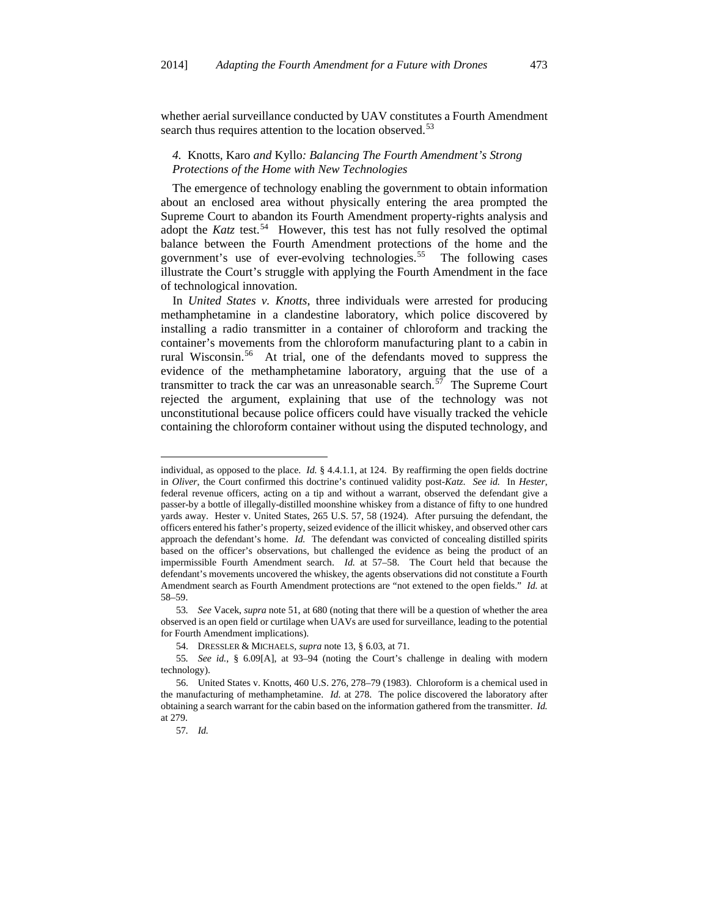whether aerial surveillance conducted by UAV constitutes a Fourth Amendment search thus requires attention to the location observed.[53]

#### *4.* Knotts, Karo *and* Kyllo*: Balancing The Fourth Amendment's Strong Protections of the Home with New Technologies*

The emergence of technology enabling the government to obtain information about an enclosed area without physically entering the area prompted the Supreme Court to abandon its Fourth Amendment property-rights analysis and adopt the *Katz* test.[54] However, this test has not fully resolved the optimal balance between the Fourth Amendment protections of the home and the government's use of ever-evolving technologies.[55] The following cases illustrate the Court's struggle with applying the Fourth Amendment in the face of technological innovation.

In *United States v. Knotts*, three individuals were arrested for producing methamphetamine in a clandestine laboratory, which police discovered by installing a radio transmitter in a container of chloroform and tracking the container's movements from the chloroform manufacturing plant to a cabin in rural Wisconsin.[56] At trial, one of the defendants moved to suppress the evidence of the methamphetamine laboratory, arguing that the use of a transmitter to track the car was an unreasonable search.[57] The Supreme Court rejected the argument, explaining that use of the technology was not unconstitutional because police officers could have visually tracked the vehicle containing the chloroform container without using the disputed technology, and

---

individual, as opposed to the place. *Id.* § 4.4.1.1, at 124. By reaffirming the open fields doctrine in *Oliver*, the Court confirmed this doctrine's continued validity post-*Katz*. *See id.* In *Hester*, federal revenue officers, acting on a tip and without a warrant, observed the defendant give a passer-by a bottle of illegally-distilled moonshine whiskey from a distance of fifty to one hundred yards away. Hester v. United States, 265 U.S. 57, 58 (1924). After pursuing the defendant, the officers entered his father's property, seized evidence of the illicit whiskey, and observed other cars approach the defendant's home. *Id.* The defendant was convicted of concealing distilled spirits based on the officer's observations, but challenged the evidence as being the product of an impermissible Fourth Amendment search. *Id.* at 57–58. The Court held that because the defendant's movements uncovered the whiskey, the agents observations did not constitute a Fourth Amendment search as Fourth Amendment protections are "not extened to the open fields." *Id.* at 58–59.

53. *See* Vacek, *supra* note 51, at 680 (noting that there will be a question of whether the area observed is an open field or curtilage when UAVs are used for surveillance, leading to the potential for Fourth Amendment implications).

54. DRESSLER & MICHAELS, *supra* note 13, § 6.03, at 71.

55. *See id.*, § 6.09[A], at 93–94 (noting the Court's challenge in dealing with modern technology).

56. United States v. Knotts, 460 U.S. 276, 278–79 (1983). Chloroform is a chemical used in the manufacturing of methamphetamine. *Id.* at 278. The police discovered the laboratory after obtaining a search warrant for the cabin based on the information gathered from the transmitter. *Id.* at 279.

57. *Id.*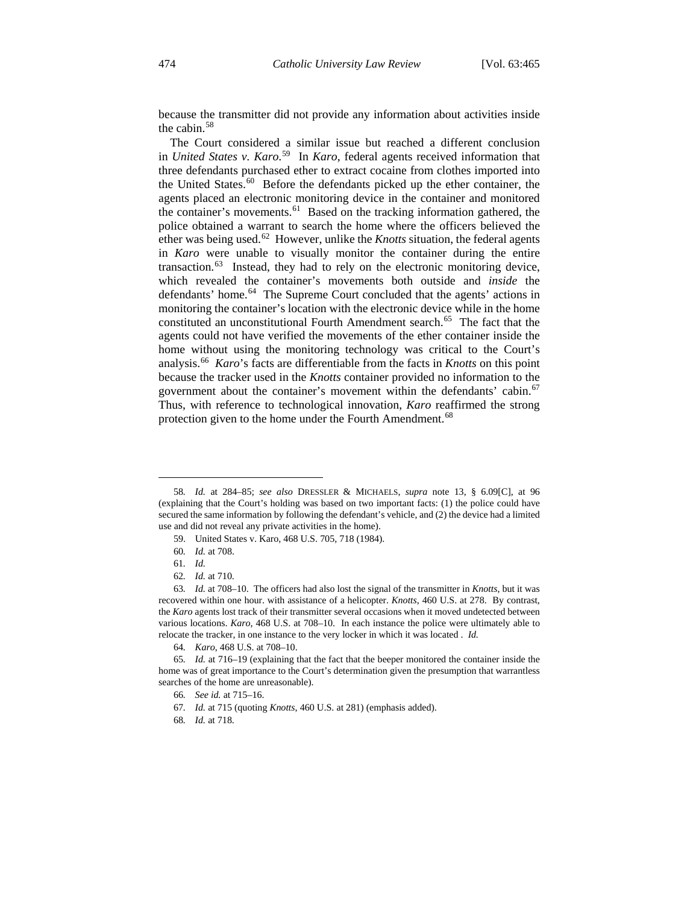because the transmitter did not provide any information about activities inside the cabin.[58]

The Court considered a similar issue but reached a different conclusion in *United States v. Karo*.[59] In *Karo*, federal agents received information that three defendants purchased ether to extract cocaine from clothes imported into the United States.[60] Before the defendants picked up the ether container, the agents placed an electronic monitoring device in the container and monitored the container's movements.[61] Based on the tracking information gathered, the police obtained a warrant to search the home where the officers believed the ether was being used.[62] However, unlike the *Knotts* situation, the federal agents in *Karo* were unable to visually monitor the container during the entire transaction.[63] Instead, they had to rely on the electronic monitoring device, which revealed the container's movements both outside and *inside* the defendants' home.[64] The Supreme Court concluded that the agents' actions in monitoring the container's location with the electronic device while in the home constituted an unconstitutional Fourth Amendment search.[65] The fact that the agents could not have verified the movements of the ether container inside the home without using the monitoring technology was critical to the Court's analysis.[66] *Karo*'s facts are differentiable from the facts in *Knotts* on this point because the tracker used in the *Knotts* container provided no information to the government about the container's movement within the defendants' cabin.[67] Thus, with reference to technological innovation, *Karo* reaffirmed the strong protection given to the home under the Fourth Amendment.[68]

---

58. *Id.* at 284–85; *see also* DRESSLER & MICHAELS, *supra* note 13, § 6.09[C], at 96 (explaining that the Court's holding was based on two important facts: (1) the police could have secured the same information by following the defendant's vehicle, and (2) the device had a limited use and did not reveal any private activities in the home).

59. United States v. Karo, 468 U.S. 705, 718 (1984).

60. *Id.* at 708.

61. *Id.*

62. *Id.* at 710.

63. *Id.* at 708–10. The officers had also lost the signal of the transmitter in *Knotts*, but it was recovered within one hour. with assistance of a helicopter. *Knotts,* 460 U.S. at 278. By contrast, the *Karo* agents lost track of their transmitter several occasions when it moved undetected between various locations. *Karo,* 468 U.S. at 708–10. In each instance the police were ultimately able to relocate the tracker, in one instance to the very locker in which it was located . *Id.*

64. *Karo,* 468 U.S. at 708–10.

65. *Id.* at 716–19 (explaining that the fact that the beeper monitored the container inside the home was of great importance to the Court's determination given the presumption that warrantless searches of the home are unreasonable).

66. *See id.* at 715–16.

67. *Id.* at 715 (quoting *Knotts,* 460 U.S. at 281) (emphasis added).

68. *Id.* at 718.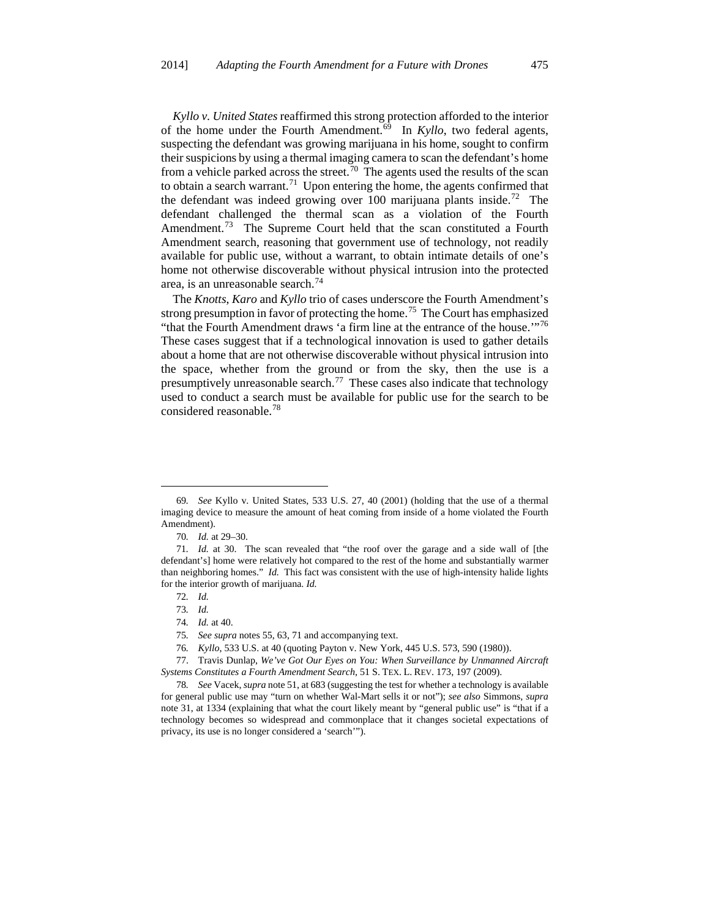*Kyllo v. United States* reaffirmed this strong protection afforded to the interior of the home under the Fourth Amendment.[69] In *Kyllo*, two federal agents, suspecting the defendant was growing marijuana in his home, sought to confirm their suspicions by using a thermal imaging camera to scan the defendant's home from a vehicle parked across the street.[70] The agents used the results of the scan to obtain a search warrant.[71] Upon entering the home, the agents confirmed that the defendant was indeed growing over 100 marijuana plants inside.[72] The defendant challenged the thermal scan as a violation of the Fourth Amendment.[73] The Supreme Court held that the scan constituted a Fourth Amendment search, reasoning that government use of technology, not readily available for public use, without a warrant, to obtain intimate details of one's home not otherwise discoverable without physical intrusion into the protected area, is an unreasonable search.[74]

The *Knotts, Karo* and *Kyllo* trio of cases underscore the Fourth Amendment's strong presumption in favor of protecting the home.[75] The Court has emphasized "that the Fourth Amendment draws 'a firm line at the entrance of the house.'"[76] These cases suggest that if a technological innovation is used to gather details about a home that are not otherwise discoverable without physical intrusion into the space, whether from the ground or from the sky, then the use is a presumptively unreasonable search.[77] These cases also indicate that technology used to conduct a search must be available for public use for the search to be considered reasonable.[78]

---

69. *See* Kyllo v. United States, 533 U.S. 27, 40 (2001) (holding that the use of a thermal imaging device to measure the amount of heat coming from inside of a home violated the Fourth Amendment).

70. *Id.* at 29–30.

71. *Id.* at 30. The scan revealed that "the roof over the garage and a side wall of [the defendant's] home were relatively hot compared to the rest of the home and substantially warmer than neighboring homes." *Id.* This fact was consistent with the use of high-intensity halide lights for the interior growth of marijuana. *Id.*

72. *Id.*

73. *Id.*

74. *Id.* at 40.

75. *See supra* notes 55, 63, 71 and accompanying text.

76. *Kyllo*, 533 U.S. at 40 (quoting Payton v. New York, 445 U.S. 573, 590 (1980)).

77. Travis Dunlap, *We've Got Our Eyes on You: When Surveillance by Unmanned Aircraft Systems Constitutes a Fourth Amendment Search*, 51 S. TEX. L. REV. 173, 197 (2009).

78. *See* Vacek, *supra* note 51, at 683 (suggesting the test for whether a technology is available for general public use may "turn on whether Wal-Mart sells it or not"); *see also* Simmons, *supra* note 31, at 1334 (explaining that what the court likely meant by "general public use" is "that if a technology becomes so widespread and commonplace that it changes societal expectations of privacy, its use is no longer considered a 'search'").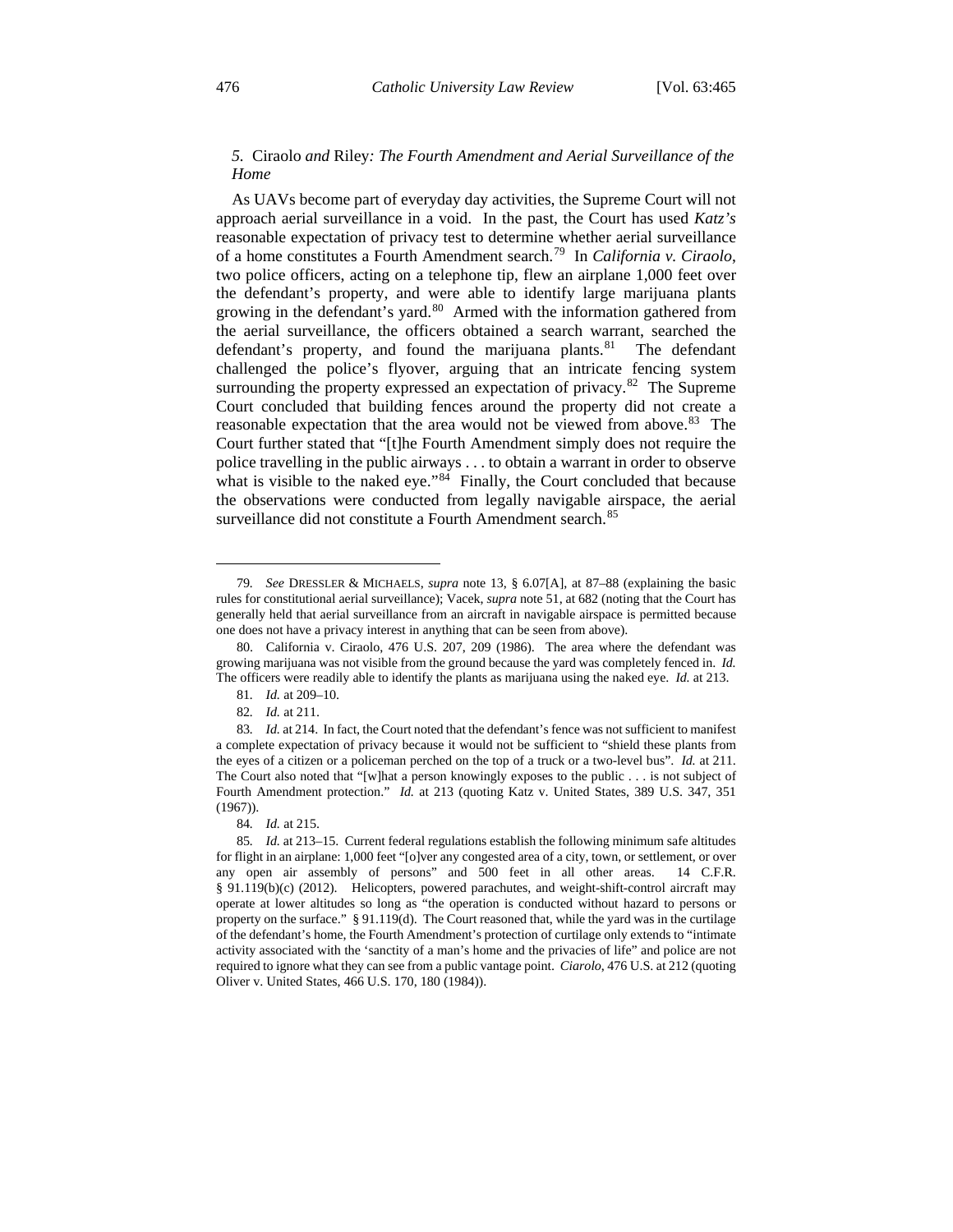### 5. *Ciraolo and Riley: The Fourth Amendment and Aerial Surveillance of the Home*

As UAVs become part of everyday day activities, the Supreme Court will not approach aerial surveillance in a void. In the past, the Court has used *Katz's* reasonable expectation of privacy test to determine whether aerial surveillance of a home constitutes a Fourth Amendment search.[79] In *California v. Ciraolo*, two police officers, acting on a telephone tip, flew an airplane 1,000 feet over the defendant's property, and were able to identify large marijuana plants growing in the defendant's yard.[80] Armed with the information gathered from the aerial surveillance, the officers obtained a search warrant, searched the defendant's property, and found the marijuana plants.[81] The defendant challenged the police's flyover, arguing that an intricate fencing system surrounding the property expressed an expectation of privacy.[82] The Supreme Court concluded that building fences around the property did not create a reasonable expectation that the area would not be viewed from above.[83] The Court further stated that "[t]he Fourth Amendment simply does not require the police travelling in the public airways . . . to obtain a warrant in order to observe what is visible to the naked eye."[84] Finally, the Court concluded that because the observations were conducted from legally navigable airspace, the aerial surveillance did not constitute a Fourth Amendment search.[85]

---

79. *See* DRESSLER & MICHAELS, *supra* note 13, § 6.07[A], at 87–88 (explaining the basic rules for constitutional aerial surveillance); Vacek, *supra* note 51, at 682 (noting that the Court has generally held that aerial surveillance from an aircraft in navigable airspace is permitted because one does not have a privacy interest in anything that can be seen from above).

80. California v. Ciraolo, 476 U.S. 207, 209 (1986). The area where the defendant was growing marijuana was not visible from the ground because the yard was completely fenced in. *Id.* The officers were readily able to identify the plants as marijuana using the naked eye. *Id.* at 213.

81. *Id.* at 209–10.

82. *Id.* at 211.

83. *Id.* at 214. In fact, the Court noted that the defendant's fence was not sufficient to manifest a complete expectation of privacy because it would not be sufficient to "shield these plants from the eyes of a citizen or a policeman perched on the top of a truck or a two-level bus". *Id.* at 211. The Court also noted that "[w]hat a person knowingly exposes to the public . . . is not subject of Fourth Amendment protection." *Id.* at 213 (quoting Katz v. United States, 389 U.S. 347, 351 (1967)).

84. *Id.* at 215.

85. *Id.* at 213–15. Current federal regulations establish the following minimum safe altitudes for flight in an airplane: 1,000 feet "[o]ver any congested area of a city, town, or settlement, or over any open air assembly of persons" and 500 feet in all other areas. 14 C.F.R. § 91.119(b)(c) (2012). Helicopters, powered parachutes, and weight-shift-control aircraft may operate at lower altitudes so long as "the operation is conducted without hazard to persons or property on the surface." § 91.119(d). The Court reasoned that, while the yard was in the curtilage of the defendant's home, the Fourth Amendment's protection of curtilage only extends to "intimate activity associated with the 'sanctity of a man's home and the privacies of life" and police are not required to ignore what they can see from a public vantage point. *Ciarolo*, 476 U.S. at 212 (quoting Oliver v. United States, 466 U.S. 170, 180 (1984)).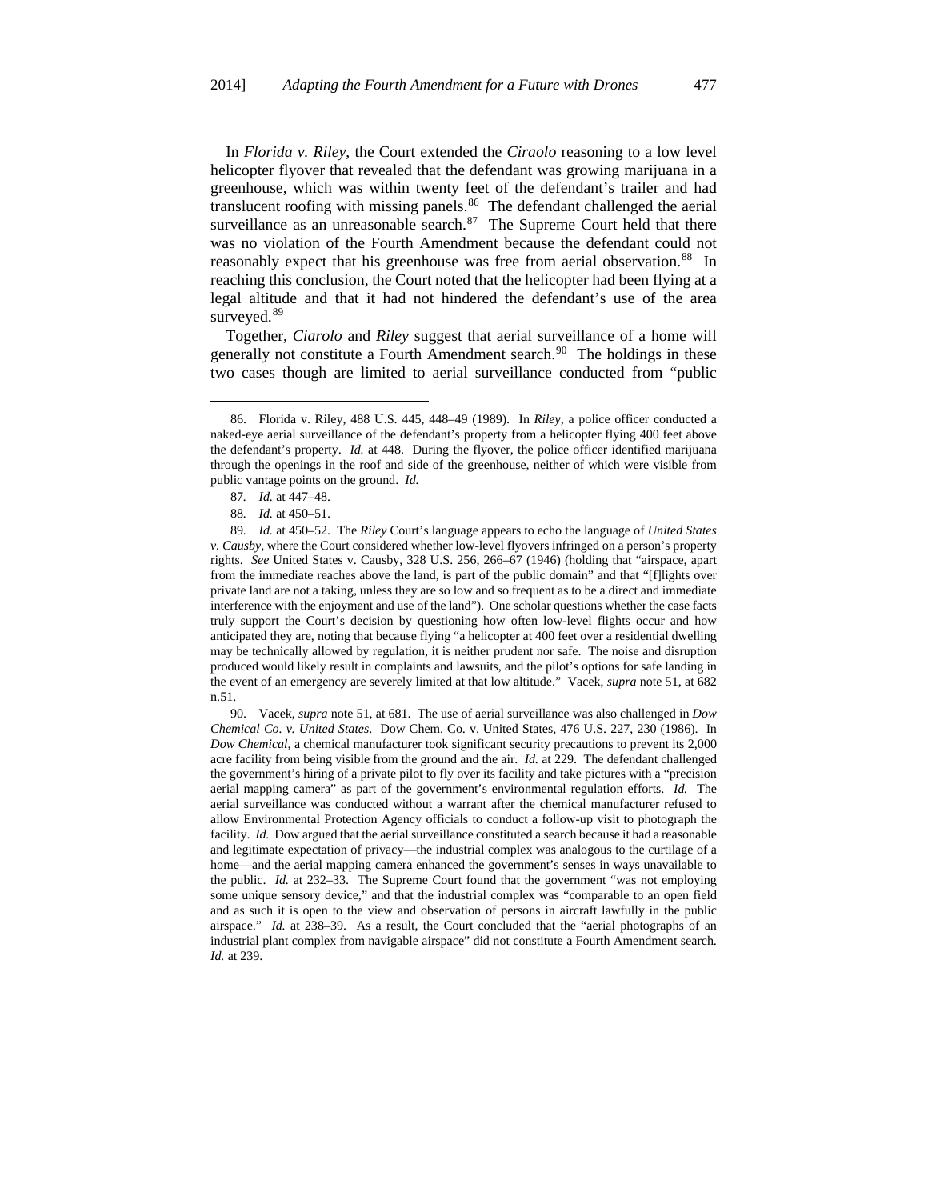In *Florida v. Riley*, the Court extended the *Ciraolo* reasoning to a low level helicopter flyover that revealed that the defendant was growing marijuana in a greenhouse, which was within twenty feet of the defendant's trailer and had translucent roofing with missing panels.[86] The defendant challenged the aerial surveillance as an unreasonable search.[87] The Supreme Court held that there was no violation of the Fourth Amendment because the defendant could not reasonably expect that his greenhouse was free from aerial observation.[88] In reaching this conclusion, the Court noted that the helicopter had been flying at a legal altitude and that it had not hindered the defendant's use of the area surveyed.[89]

Together, *Ciarolo* and *Riley* suggest that aerial surveillance of a home will generally not constitute a Fourth Amendment search.[90] The holdings in these two cases though are limited to aerial surveillance conducted from "public

---

86. Florida v. Riley, 488 U.S. 445, 448–49 (1989). In *Riley*, a police officer conducted a naked-eye aerial surveillance of the defendant's property from a helicopter flying 400 feet above the defendant's property. *Id.* at 448. During the flyover, the police officer identified marijuana through the openings in the roof and side of the greenhouse, neither of which were visible from public vantage points on the ground. *Id.*

87. *Id.* at 447–48.

88. *Id.* at 450–51.

89. *Id.* at 450–52. The *Riley* Court's language appears to echo the language of *United States v. Causby*, where the Court considered whether low-level flyovers infringed on a person's property rights. *See* United States v. Causby, 328 U.S. 256, 266–67 (1946) (holding that "airspace, apart from the immediate reaches above the land, is part of the public domain" and that "[f]lights over private land are not a taking, unless they are so low and so frequent as to be a direct and immediate interference with the enjoyment and use of the land"). One scholar questions whether the case facts truly support the Court's decision by questioning how often low-level flights occur and how anticipated they are, noting that because flying "a helicopter at 400 feet over a residential dwelling may be technically allowed by regulation, it is neither prudent nor safe. The noise and disruption produced would likely result in complaints and lawsuits, and the pilot's options for safe landing in the event of an emergency are severely limited at that low altitude." Vacek, *supra* note 51, at 682 n.51.

90. Vacek, *supra* note 51, at 681. The use of aerial surveillance was also challenged in *Dow Chemical Co. v. United States*. Dow Chem. Co. v. United States, 476 U.S. 227, 230 (1986). In *Dow Chemical*, a chemical manufacturer took significant security precautions to prevent its 2,000 acre facility from being visible from the ground and the air. *Id.* at 229. The defendant challenged the government's hiring of a private pilot to fly over its facility and take pictures with a "precision aerial mapping camera" as part of the government's environmental regulation efforts. *Id.* The aerial surveillance was conducted without a warrant after the chemical manufacturer refused to allow Environmental Protection Agency officials to conduct a follow-up visit to photograph the facility. *Id.* Dow argued that the aerial surveillance constituted a search because it had a reasonable and legitimate expectation of privacy—the industrial complex was analogous to the curtilage of a home—and the aerial mapping camera enhanced the government's senses in ways unavailable to the public. *Id.* at 232–33. The Supreme Court found that the government "was not employing some unique sensory device," and that the industrial complex was "comparable to an open field and as such it is open to the view and observation of persons in aircraft lawfully in the public airspace." *Id.* at 238–39. As a result, the Court concluded that the "aerial photographs of an industrial plant complex from navigable airspace" did not constitute a Fourth Amendment search. *Id.* at 239.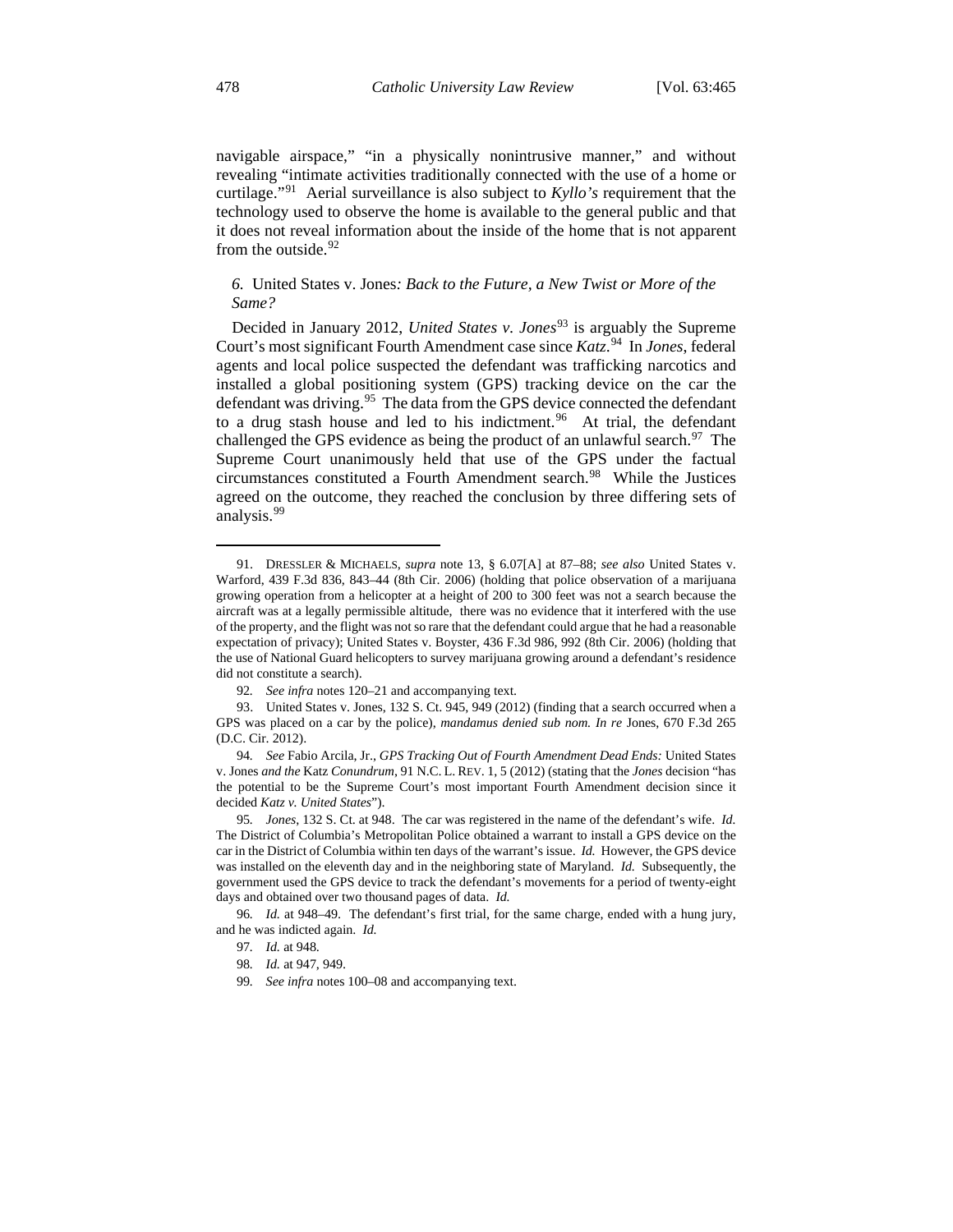navigable airspace," "in a physically nonintrusive manner," and without revealing "intimate activities traditionally connected with the use of a home or curtilage."[91] Aerial surveillance is also subject to *Kyllo's* requirement that the technology used to observe the home is available to the general public and that it does not reveal information about the inside of the home that is not apparent from the outside.[92]

### *6.* United States v. Jones*: Back to the Future, a New Twist or More of the Same?*

Decided in January 2012, *United States v. Jones*[93] is arguably the Supreme Court's most significant Fourth Amendment case since *Katz*.[94] In *Jones*, federal agents and local police suspected the defendant was trafficking narcotics and installed a global positioning system (GPS) tracking device on the car the defendant was driving.[95] The data from the GPS device connected the defendant to a drug stash house and led to his indictment.[96] At trial, the defendant challenged the GPS evidence as being the product of an unlawful search.[97] The Supreme Court unanimously held that use of the GPS under the factual circumstances constituted a Fourth Amendment search.[98] While the Justices agreed on the outcome, they reached the conclusion by three differing sets of analysis.[99]

---

91. DRESSLER & MICHAELS, *supra* note 13, § 6.07[A] at 87–88; *see also* United States v. Warford, 439 F.3d 836, 843–44 (8th Cir. 2006) (holding that police observation of a marijuana growing operation from a helicopter at a height of 200 to 300 feet was not a search because the aircraft was at a legally permissible altitude, there was no evidence that it interfered with the use of the property, and the flight was not so rare that the defendant could argue that he had a reasonable expectation of privacy); United States v. Boyster, 436 F.3d 986, 992 (8th Cir. 2006) (holding that the use of National Guard helicopters to survey marijuana growing around a defendant's residence did not constitute a search).

92. *See infra* notes 120–21 and accompanying text.

93. United States v. Jones, 132 S. Ct. 945, 949 (2012) (finding that a search occurred when a GPS was placed on a car by the police), *mandamus denied sub nom. In re* Jones, 670 F.3d 265 (D.C. Cir. 2012).

94. *See* Fabio Arcila, Jr., *GPS Tracking Out of Fourth Amendment Dead Ends:* United States v. Jones *and the* Katz *Conundrum*, 91 N.C. L. REV. 1, 5 (2012) (stating that the *Jones* decision "has the potential to be the Supreme Court's most important Fourth Amendment decision since it decided *Katz v. United States*").

95. *Jones*, 132 S. Ct. at 948. The car was registered in the name of the defendant's wife. *Id.* The District of Columbia's Metropolitan Police obtained a warrant to install a GPS device on the car in the District of Columbia within ten days of the warrant's issue. *Id.* However, the GPS device was installed on the eleventh day and in the neighboring state of Maryland. *Id.* Subsequently, the government used the GPS device to track the defendant's movements for a period of twenty-eight days and obtained over two thousand pages of data. *Id.*

96. *Id.* at 948–49. The defendant's first trial, for the same charge, ended with a hung jury, and he was indicted again. *Id.*

97. *Id.* at 948.

98. *Id.* at 947, 949.

99. *See infra* notes 100–08 and accompanying text.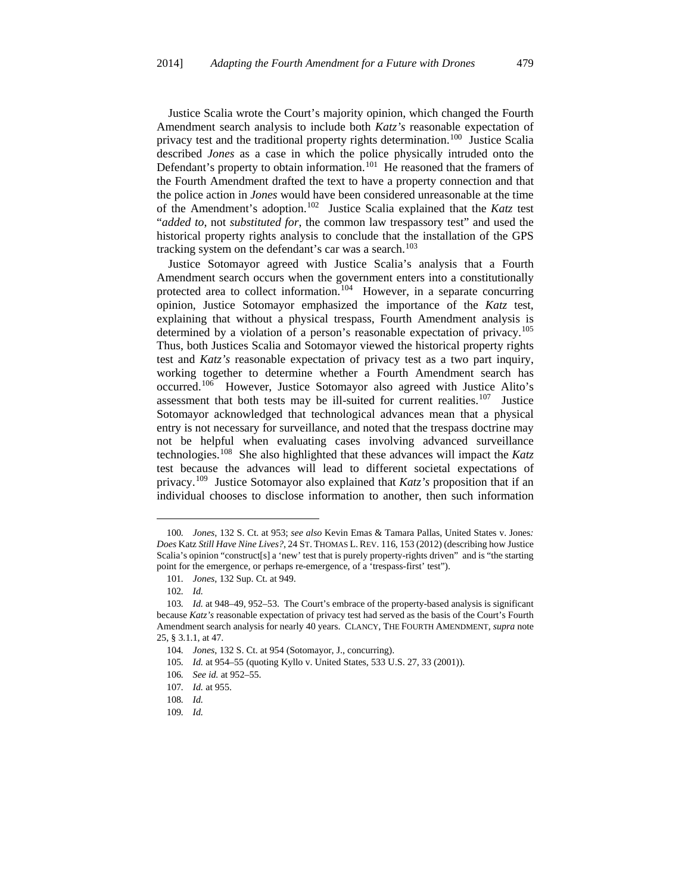Justice Scalia wrote the Court's majority opinion, which changed the Fourth Amendment search analysis to include both *Katz's* reasonable expectation of privacy test and the traditional property rights determination.[100] Justice Scalia described *Jones* as a case in which the police physically intruded onto the Defendant's property to obtain information.[101] He reasoned that the framers of the Fourth Amendment drafted the text to have a property connection and that the police action in *Jones* would have been considered unreasonable at the time of the Amendment's adoption.[102] Justice Scalia explained that the *Katz* test "*added to*, not *substituted for*, the common law trespassory test" and used the historical property rights analysis to conclude that the installation of the GPS tracking system on the defendant's car was a search.[103]

Justice Sotomayor agreed with Justice Scalia's analysis that a Fourth Amendment search occurs when the government enters into a constitutionally protected area to collect information.[104] However, in a separate concurring opinion, Justice Sotomayor emphasized the importance of the *Katz* test, explaining that without a physical trespass, Fourth Amendment analysis is determined by a violation of a person's reasonable expectation of privacy.[105] Thus, both Justices Scalia and Sotomayor viewed the historical property rights test and *Katz's* reasonable expectation of privacy test as a two part inquiry, working together to determine whether a Fourth Amendment search has occurred.[106] However, Justice Sotomayor also agreed with Justice Alito's assessment that both tests may be ill-suited for current realities.[107] Justice Sotomayor acknowledged that technological advances mean that a physical entry is not necessary for surveillance, and noted that the trespass doctrine may not be helpful when evaluating cases involving advanced surveillance technologies.[108] She also highlighted that these advances will impact the *Katz* test because the advances will lead to different societal expectations of privacy.[109] Justice Sotomayor also explained that *Katz's* proposition that if an individual chooses to disclose information to another, then such information

---

100. *Jones*, 132 S. Ct. at 953; *see also* Kevin Emas & Tamara Pallas, United States v. Jones*: Does* Katz *Still Have Nine Lives?*, 24 ST. THOMAS L. REV. 116, 153 (2012) (describing how Justice Scalia's opinion "construct[s] a 'new' test that is purely property-rights driven" and is "the starting point for the emergence, or perhaps re-emergence, of a 'trespass-first' test").

101. *Jones*, 132 Sup. Ct. at 949.

102. *Id.*

103. *Id.* at 948–49, 952–53. The Court's embrace of the property-based analysis is significant because *Katz's* reasonable expectation of privacy test had served as the basis of the Court's Fourth Amendment search analysis for nearly 40 years. CLANCY, THE FOURTH AMENDMENT, *supra* note 25, § 3.1.1, at 47.

104. *Jones*, 132 S. Ct. at 954 (Sotomayor, J., concurring).

105. *Id.* at 954–55 (quoting Kyllo v. United States, 533 U.S. 27, 33 (2001)).

106. *See id.* at 952–55.

107. *Id.* at 955.

108. *Id.*

109. *Id.*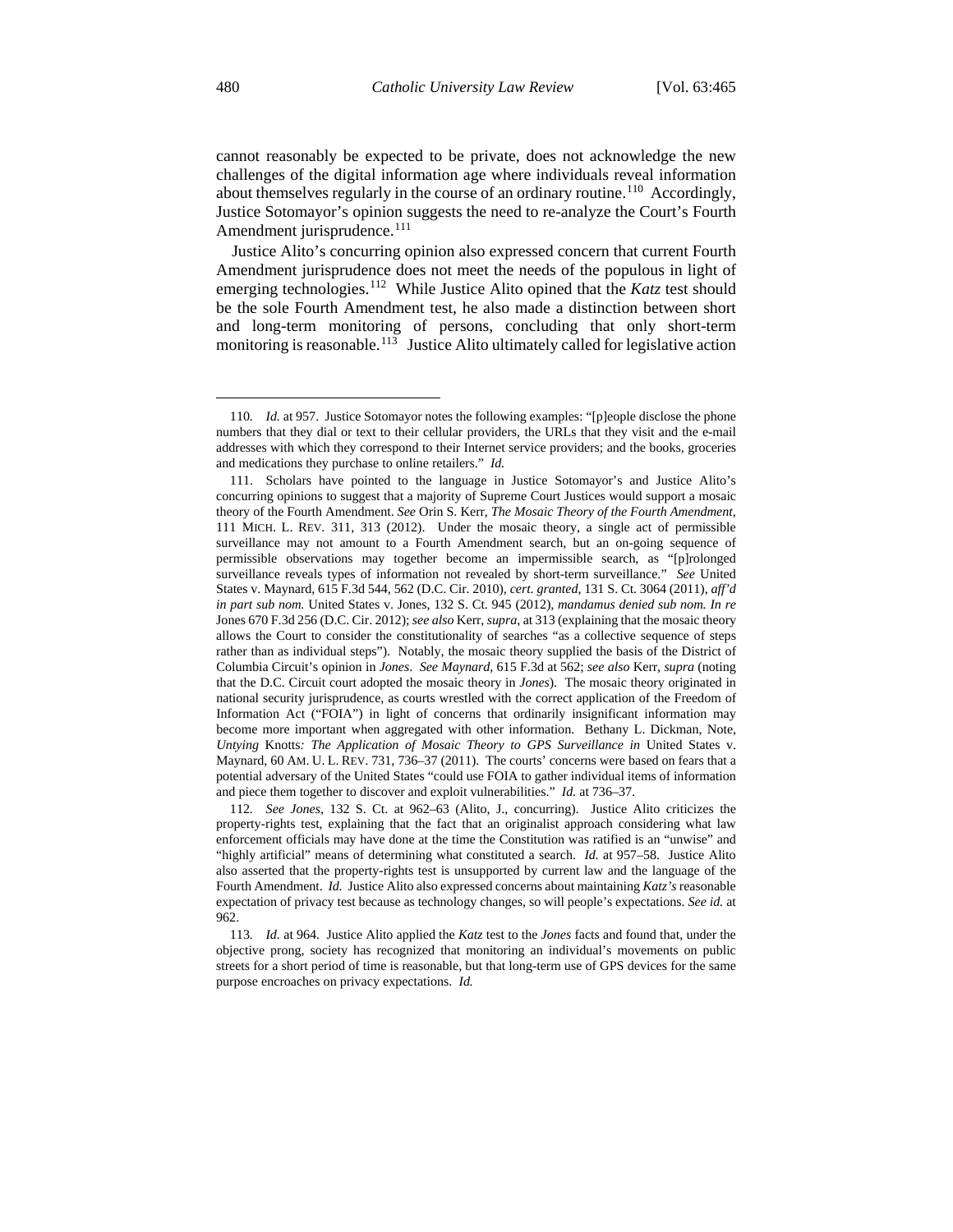cannot reasonably be expected to be private, does not acknowledge the new challenges of the digital information age where individuals reveal information about themselves regularly in the course of an ordinary routine.[110] Accordingly, Justice Sotomayor's opinion suggests the need to re-analyze the Court's Fourth Amendment jurisprudence.[111]

Justice Alito's concurring opinion also expressed concern that current Fourth Amendment jurisprudence does not meet the needs of the populous in light of emerging technologies.[112] While Justice Alito opined that the *Katz* test should be the sole Fourth Amendment test, he also made a distinction between short and long-term monitoring of persons, concluding that only short-term monitoring is reasonable.[113] Justice Alito ultimately called for legislative action

---

110. *Id.* at 957. Justice Sotomayor notes the following examples: "[p]eople disclose the phone numbers that they dial or text to their cellular providers, the URLs that they visit and the e-mail addresses with which they correspond to their Internet service providers; and the books, groceries and medications they purchase to online retailers." *Id.*

111. Scholars have pointed to the language in Justice Sotomayor's and Justice Alito's concurring opinions to suggest that a majority of Supreme Court Justices would support a mosaic theory of the Fourth Amendment. *See* Orin S. Kerr, *The Mosaic Theory of the Fourth Amendment*, 111 MICH. L. REV. 311, 313 (2012). Under the mosaic theory, a single act of permissible surveillance may not amount to a Fourth Amendment search, but an on-going sequence of permissible observations may together become an impermissible search, as "[p]rolonged surveillance reveals types of information not revealed by short-term surveillance." *See* United States v. Maynard, 615 F.3d 544, 562 (D.C. Cir. 2010), *cert. granted*, 131 S. Ct. 3064 (2011), *aff'd in part sub nom.* United States v. Jones, 132 S. Ct. 945 (2012), *mandamus denied sub nom. In re* Jones 670 F.3d 256 (D.C. Cir. 2012); *see also* Kerr, *supra*, at 313 (explaining that the mosaic theory allows the Court to consider the constitutionality of searches "as a collective sequence of steps rather than as individual steps"). Notably, the mosaic theory supplied the basis of the District of Columbia Circuit's opinion in *Jones*. *See Maynard*, 615 F.3d at 562; *see also* Kerr, *supra* (noting that the D.C. Circuit court adopted the mosaic theory in *Jones*). The mosaic theory originated in national security jurisprudence, as courts wrestled with the correct application of the Freedom of Information Act ("FOIA") in light of concerns that ordinarily insignificant information may become more important when aggregated with other information. Bethany L. Dickman, Note, *Untying* Knotts*: The Application of Mosaic Theory to GPS Surveillance in* United States v. Maynard, 60 AM. U. L. REV. 731, 736–37 (2011). The courts' concerns were based on fears that a potential adversary of the United States "could use FOIA to gather individual items of information and piece them together to discover and exploit vulnerabilities." *Id.* at 736–37.

112. *See Jones*, 132 S. Ct. at 962–63 (Alito, J., concurring). Justice Alito criticizes the property-rights test, explaining that the fact that an originalist approach considering what law enforcement officials may have done at the time the Constitution was ratified is an "unwise" and "highly artificial" means of determining what constituted a search. *Id.* at 957–58. Justice Alito also asserted that the property-rights test is unsupported by current law and the language of the Fourth Amendment. *Id.* Justice Alito also expressed concerns about maintaining *Katz's* reasonable expectation of privacy test because as technology changes, so will people's expectations. *See id.* at 962.

113. *Id.* at 964. Justice Alito applied the *Katz* test to the *Jones* facts and found that, under the objective prong, society has recognized that monitoring an individual's movements on public streets for a short period of time is reasonable, but that long-term use of GPS devices for the same purpose encroaches on privacy expectations. *Id.*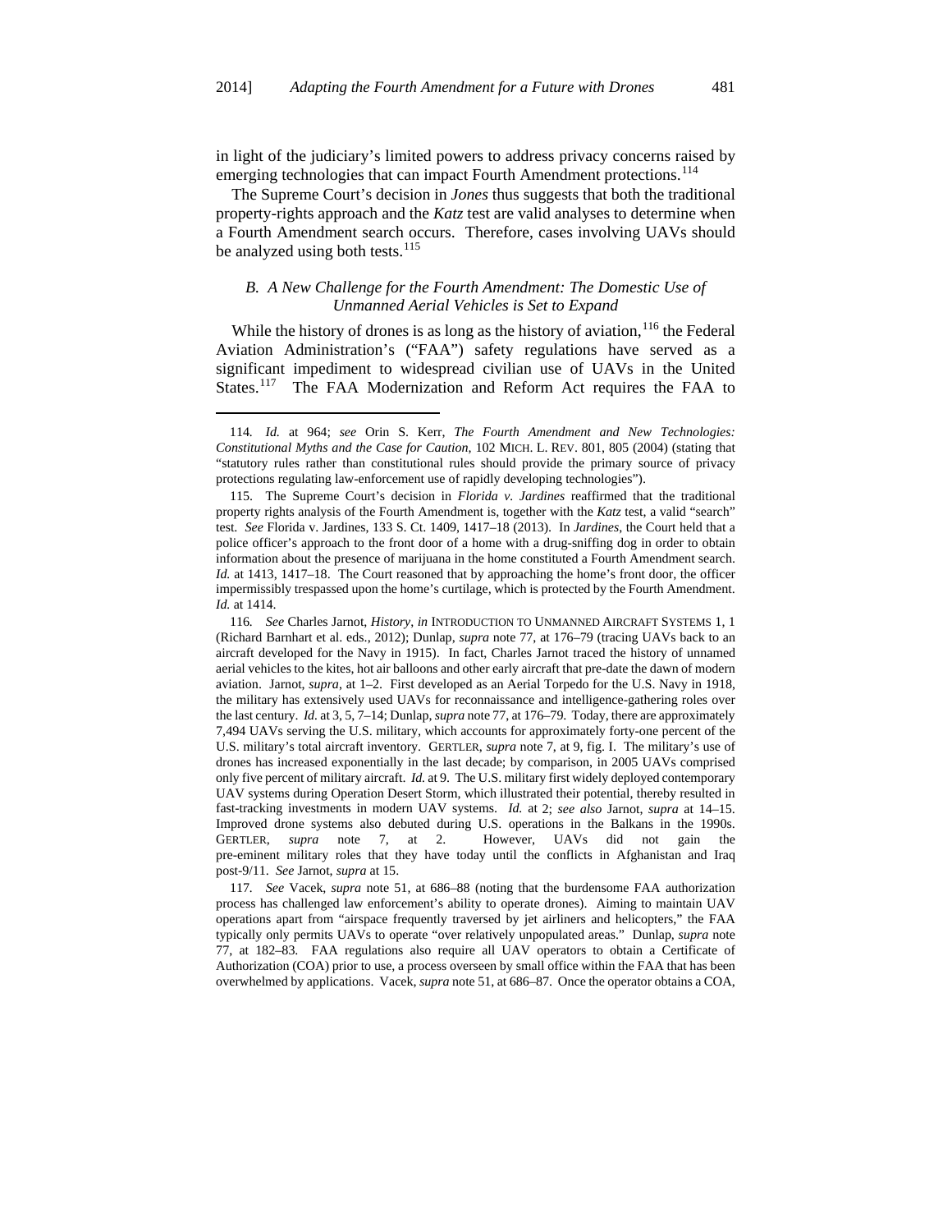in light of the judiciary's limited powers to address privacy concerns raised by emerging technologies that can impact Fourth Amendment protections.[114]

The Supreme Court's decision in *Jones* thus suggests that both the traditional property-rights approach and the *Katz* test are valid analyses to determine when a Fourth Amendment search occurs. Therefore, cases involving UAVs should be analyzed using both tests.[115]

### *B. A New Challenge for the Fourth Amendment: The Domestic Use of Unmanned Aerial Vehicles is Set to Expand*

While the history of drones is as long as the history of aviation,[116] the Federal Aviation Administration's ("FAA") safety regulations have served as a significant impediment to widespread civilian use of UAVs in the United States.[117] The FAA Modernization and Reform Act requires the FAA to

---

114. *Id.* at 964; *see* Orin S. Kerr, *The Fourth Amendment and New Technologies: Constitutional Myths and the Case for Caution*, 102 MICH. L. REV. 801, 805 (2004) (stating that "statutory rules rather than constitutional rules should provide the primary source of privacy protections regulating law-enforcement use of rapidly developing technologies").

115. The Supreme Court's decision in *Florida v. Jardines* reaffirmed that the traditional property rights analysis of the Fourth Amendment is, together with the *Katz* test, a valid "search" test. *See* Florida v. Jardines, 133 S. Ct. 1409, 1417–18 (2013). In *Jardines*, the Court held that a police officer's approach to the front door of a home with a drug-sniffing dog in order to obtain information about the presence of marijuana in the home constituted a Fourth Amendment search. *Id.* at 1413, 1417–18. The Court reasoned that by approaching the home's front door, the officer impermissibly trespassed upon the home's curtilage, which is protected by the Fourth Amendment. *Id.* at 1414.

116. *See* Charles Jarnot, *History*, *in* INTRODUCTION TO UNMANNED AIRCRAFT SYSTEMS 1, 1 (Richard Barnhart et al. eds., 2012); Dunlap, *supra* note 77, at 176–79 (tracing UAVs back to an aircraft developed for the Navy in 1915). In fact, Charles Jarnot traced the history of unmanned aerial vehicles to the kites, hot air balloons and other early aircraft that pre-date the dawn of modern aviation. Jarnot, *supra*, at 1–2. First developed as an Aerial Torpedo for the U.S. Navy in 1918, the military has extensively used UAVs for reconnaissance and intelligence-gathering roles over the last century. *Id.* at 3, 5, 7–14; Dunlap, *supra* note 77, at 176–79. Today, there are approximately 7,494 UAVs serving the U.S. military, which accounts for approximately forty-one percent of the U.S. military's total aircraft inventory. GERTLER, *supra* note 7, at 9, fig. I. The military's use of drones has increased exponentially in the last decade; by comparison, in 2005 UAVs comprised only five percent of military aircraft. *Id.* at 9. The U.S. military first widely deployed contemporary UAV systems during Operation Desert Storm, which illustrated their potential, thereby resulted in fast-tracking investments in modern UAV systems. *Id.* at 2; *see also* Jarnot, *supra* at 14–15. Improved drone systems also debuted during U.S. operations in the Balkans in the 1990s. GERTLER, *supra* note 7, at 2. However, UAVs did not gain the pre-eminent military roles that they have today until the conflicts in Afghanistan and Iraq post-9/11. *See* Jarnot, *supra* at 15.

117. *See* Vacek, *supra* note 51, at 686–88 (noting that the burdensome FAA authorization process has challenged law enforcement's ability to operate drones). Aiming to maintain UAV operations apart from "airspace frequently traversed by jet airliners and helicopters," the FAA typically only permits UAVs to operate "over relatively unpopulated areas." Dunlap, *supra* note 77, at 182–83. FAA regulations also require all UAV operators to obtain a Certificate of Authorization (COA) prior to use, a process overseen by small office within the FAA that has been overwhelmed by applications. Vacek, *supra* note 51, at 686–87. Once the operator obtains a COA,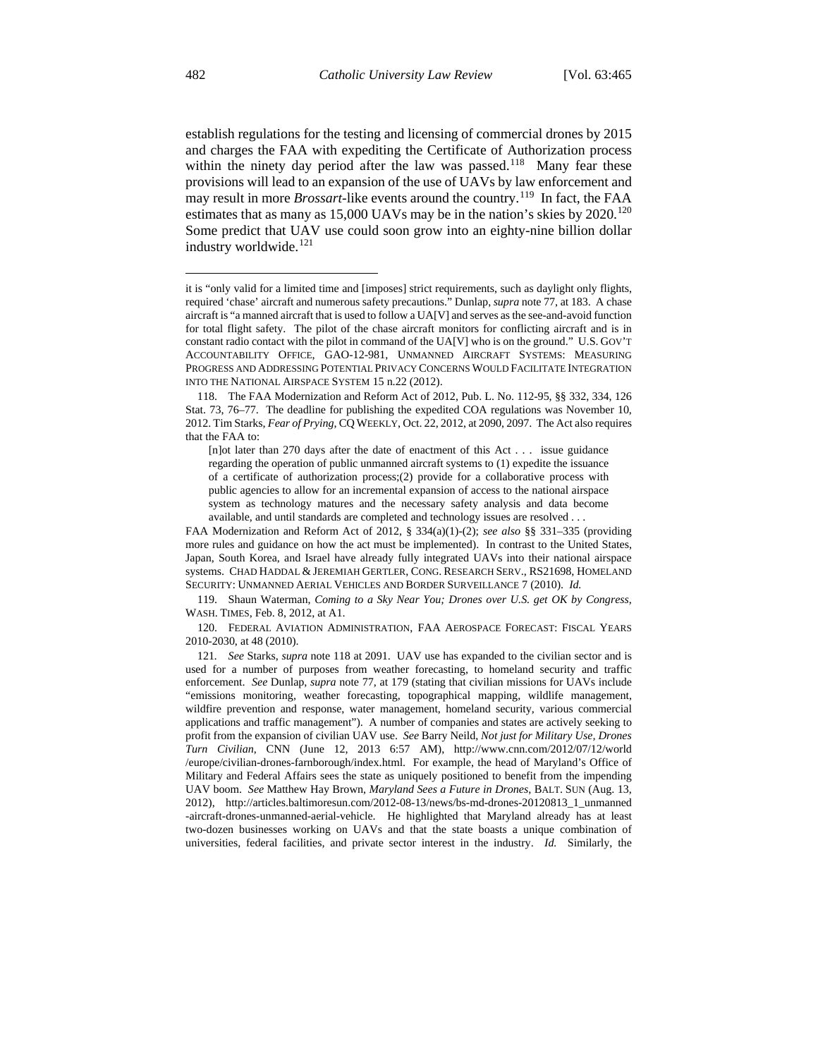establish regulations for the testing and licensing of commercial drones by 2015 and charges the FAA with expediting the Certificate of Authorization process within the ninety day period after the law was passed.[118] Many fear these provisions will lead to an expansion of the use of UAVs by law enforcement and may result in more *Brossart*-like events around the country.[119] In fact, the FAA estimates that as many as 15,000 UAVs may be in the nation's skies by 2020.[120] Some predict that UAV use could soon grow into an eighty-nine billion dollar industry worldwide.[121]

---

it is "only valid for a limited time and [imposes] strict requirements, such as daylight only flights, required 'chase' aircraft and numerous safety precautions." Dunlap, *supra* note 77, at 183. A chase aircraft is "a manned aircraft that is used to follow a UA[V] and serves as the see-and-avoid function for total flight safety. The pilot of the chase aircraft monitors for conflicting aircraft and is in constant radio contact with the pilot in command of the UA[V] who is on the ground." U.S. GOV'T ACCOUNTABILITY OFFICE, GAO-12-981, UNMANNED AIRCRAFT SYSTEMS: MEASURING PROGRESS AND ADDRESSING POTENTIAL PRIVACY CONCERNS WOULD FACILITATE INTEGRATION INTO THE NATIONAL AIRSPACE SYSTEM 15 n.22 (2012).

118. The FAA Modernization and Reform Act of 2012, Pub. L. No. 112-95, §§ 332, 334, 126 Stat. 73, 76–77. The deadline for publishing the expedited COA regulations was November 10, 2012. Tim Starks, *Fear of Prying*, CQ WEEKLY, Oct. 22, 2012, at 2090, 2097. The Act also requires that the FAA to:

> [n]ot later than 270 days after the date of enactment of this Act . . . issue guidance regarding the operation of public unmanned aircraft systems to (1) expedite the issuance of a certificate of authorization process;(2) provide for a collaborative process with public agencies to allow for an incremental expansion of access to the national airspace system as technology matures and the necessary safety analysis and data become available, and until standards are completed and technology issues are resolved . . .

FAA Modernization and Reform Act of 2012, § 334(a)(1)-(2); *see also* §§ 331–335 (providing more rules and guidance on how the act must be implemented). In contrast to the United States, Japan, South Korea, and Israel have already fully integrated UAVs into their national airspace systems. CHAD HADDAL & JEREMIAH GERTLER, CONG. RESEARCH SERV., RS21698, HOMELAND SECURITY: UNMANNED AERIAL VEHICLES AND BORDER SURVEILLANCE 7 (2010). *Id.*

119. Shaun Waterman, *Coming to a Sky Near You; Drones over U.S. get OK by Congress*, WASH. TIMES, Feb. 8, 2012, at A1.

120. FEDERAL AVIATION ADMINISTRATION, FAA AEROSPACE FORECAST: FISCAL YEARS 2010-2030, at 48 (2010).

121. *See* Starks, *supra* note 118 at 2091. UAV use has expanded to the civilian sector and is used for a number of purposes from weather forecasting, to homeland security and traffic enforcement. *See* Dunlap, *supra* note 77, at 179 (stating that civilian missions for UAVs include "emissions monitoring, weather forecasting, topographical mapping, wildlife management, wildfire prevention and response, water management, homeland security, various commercial applications and traffic management"). A number of companies and states are actively seeking to profit from the expansion of civilian UAV use. *See* Barry Neild, *Not just for Military Use, Drones Turn Civilian*, CNN (June 12, 2013 6:57 AM), http://www.cnn.com/2012/07/12/world/europe/civilian-drones-farnborough/index.html. For example, the head of Maryland's Office of Military and Federal Affairs sees the state as uniquely positioned to benefit from the impending UAV boom. *See* Matthew Hay Brown, *Maryland Sees a Future in Drones*, BALT. SUN (Aug. 13, 2012), http://articles.baltimoresun.com/2012-08-13/news/bs-md-drones-20120813_1_unmanned-aircraft-drones-unmanned-aerial-vehicle. He highlighted that Maryland already has at least two-dozen businesses working on UAVs and that the state boasts a unique combination of universities, federal facilities, and private sector interest in the industry. *Id.* Similarly, the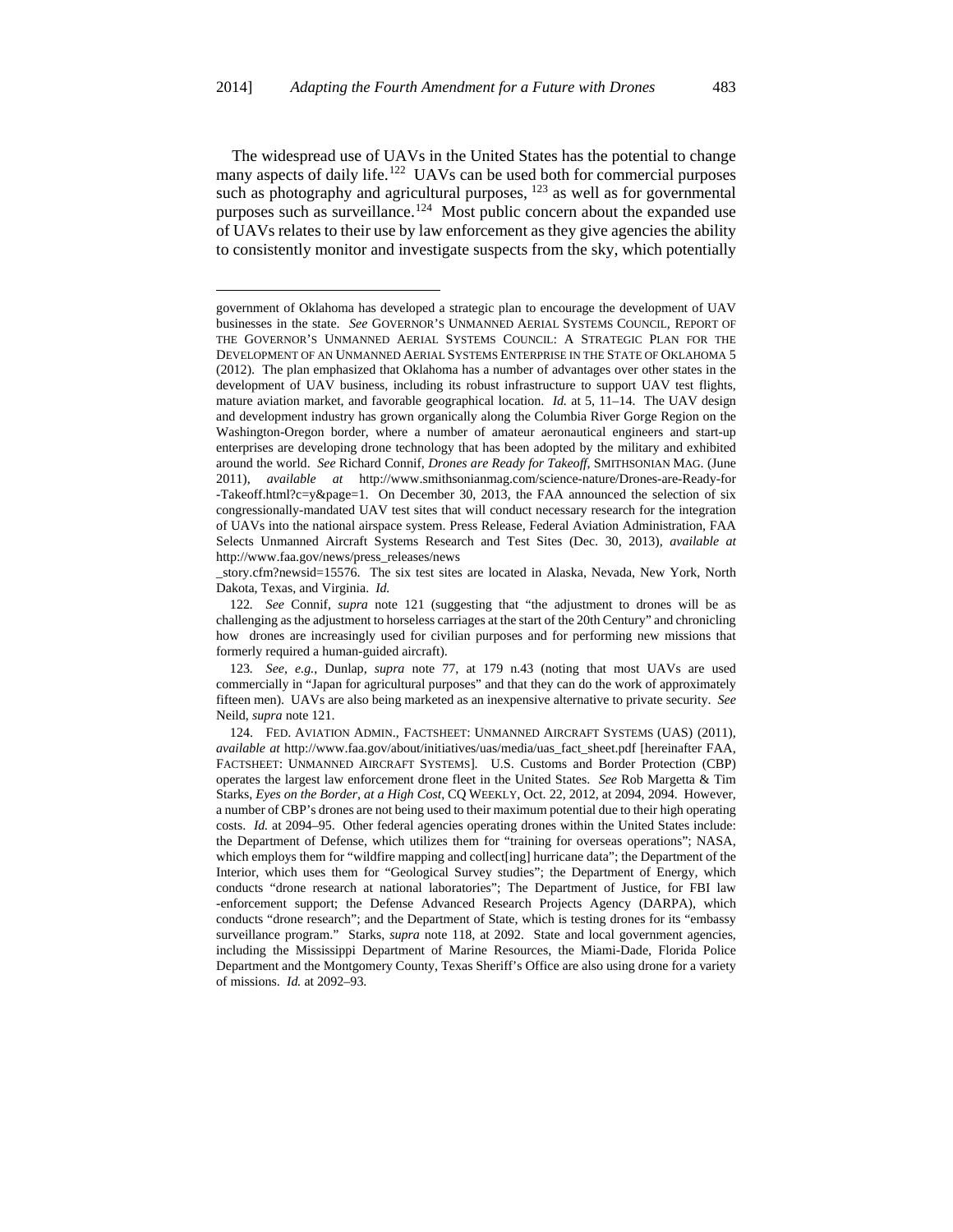The widespread use of UAVs in the United States has the potential to change many aspects of daily life.[122] UAVs can be used both for commercial purposes such as photography and agricultural purposes, [123] as well as for governmental purposes such as surveillance.[124] Most public concern about the expanded use of UAVs relates to their use by law enforcement as they give agencies the ability to consistently monitor and investigate suspects from the sky, which potentially

---

government of Oklahoma has developed a strategic plan to encourage the development of UAV businesses in the state. *See* GOVERNOR'S UNMANNED AERIAL SYSTEMS COUNCIL, REPORT OF THE GOVERNOR'S UNMANNED AERIAL SYSTEMS COUNCIL: A STRATEGIC PLAN FOR THE DEVELOPMENT OF AN UNMANNED AERIAL SYSTEMS ENTERPRISE IN THE STATE OF OKLAHOMA 5 (2012). The plan emphasized that Oklahoma has a number of advantages over other states in the development of UAV business, including its robust infrastructure to support UAV test flights, mature aviation market, and favorable geographical location. *Id.* at 5, 11–14. The UAV design and development industry has grown organically along the Columbia River Gorge Region on the Washington-Oregon border, where a number of amateur aeronautical engineers and start-up enterprises are developing drone technology that has been adopted by the military and exhibited around the world. *See* Richard Connif, *Drones are Ready for Takeoff*, SMITHSONIAN MAG. (June 2011), *available at* http://www.smithsonianmag.com/science-nature/Drones-are-Ready-for-Takeoff.html?c=y&page=1. On December 30, 2013, the FAA announced the selection of six congressionally-mandated UAV test sites that will conduct necessary research for the integration of UAVs into the national airspace system. Press Release, Federal Aviation Administration, FAA Selects Unmanned Aircraft Systems Research and Test Sites (Dec. 30, 2013), *available at* http://www.faa.gov/news/press_releases/news_story.cfm?newsid=15576. The six test sites are located in Alaska, Nevada, New York, North Dakota, Texas, and Virginia. *Id.*

122. *See* Connif, *supra* note 121 (suggesting that "the adjustment to drones will be as challenging as the adjustment to horseless carriages at the start of the 20th Century" and chronicling how drones are increasingly used for civilian purposes and for performing new missions that formerly required a human-guided aircraft).

123. *See, e.g.*, Dunlap, *supra* note 77, at 179 n.43 (noting that most UAVs are used commercially in "Japan for agricultural purposes" and that they can do the work of approximately fifteen men). UAVs are also being marketed as an inexpensive alternative to private security. *See* Neild, *supra* note 121.

124. FED. AVIATION ADMIN., FACTSHEET: UNMANNED AIRCRAFT SYSTEMS (UAS) (2011), *available at* http://www.faa.gov/about/initiatives/uas/media/uas_fact_sheet.pdf [hereinafter FAA, FACTSHEET: UNMANNED AIRCRAFT SYSTEMS]. U.S. Customs and Border Protection (CBP) operates the largest law enforcement drone fleet in the United States. *See* Rob Margetta & Tim Starks, *Eyes on the Border, at a High Cost*, CQ WEEKLY, Oct. 22, 2012, at 2094, 2094. However, a number of CBP's drones are not being used to their maximum potential due to their high operating costs. *Id.* at 2094–95. Other federal agencies operating drones within the United States include: the Department of Defense, which utilizes them for "training for overseas operations"; NASA, which employs them for "wildfire mapping and collect[ing] hurricane data"; the Department of the Interior, which uses them for "Geological Survey studies"; the Department of Energy, which conducts "drone research at national laboratories"; The Department of Justice, for FBI law-enforcement support; the Defense Advanced Research Projects Agency (DARPA), which conducts "drone research"; and the Department of State, which is testing drones for its "embassy surveillance program." Starks, *supra* note 118, at 2092. State and local government agencies, including the Mississippi Department of Marine Resources, the Miami-Dade, Florida Police Department and the Montgomery County, Texas Sheriff's Office are also using drone for a variety of missions. *Id.* at 2092–93.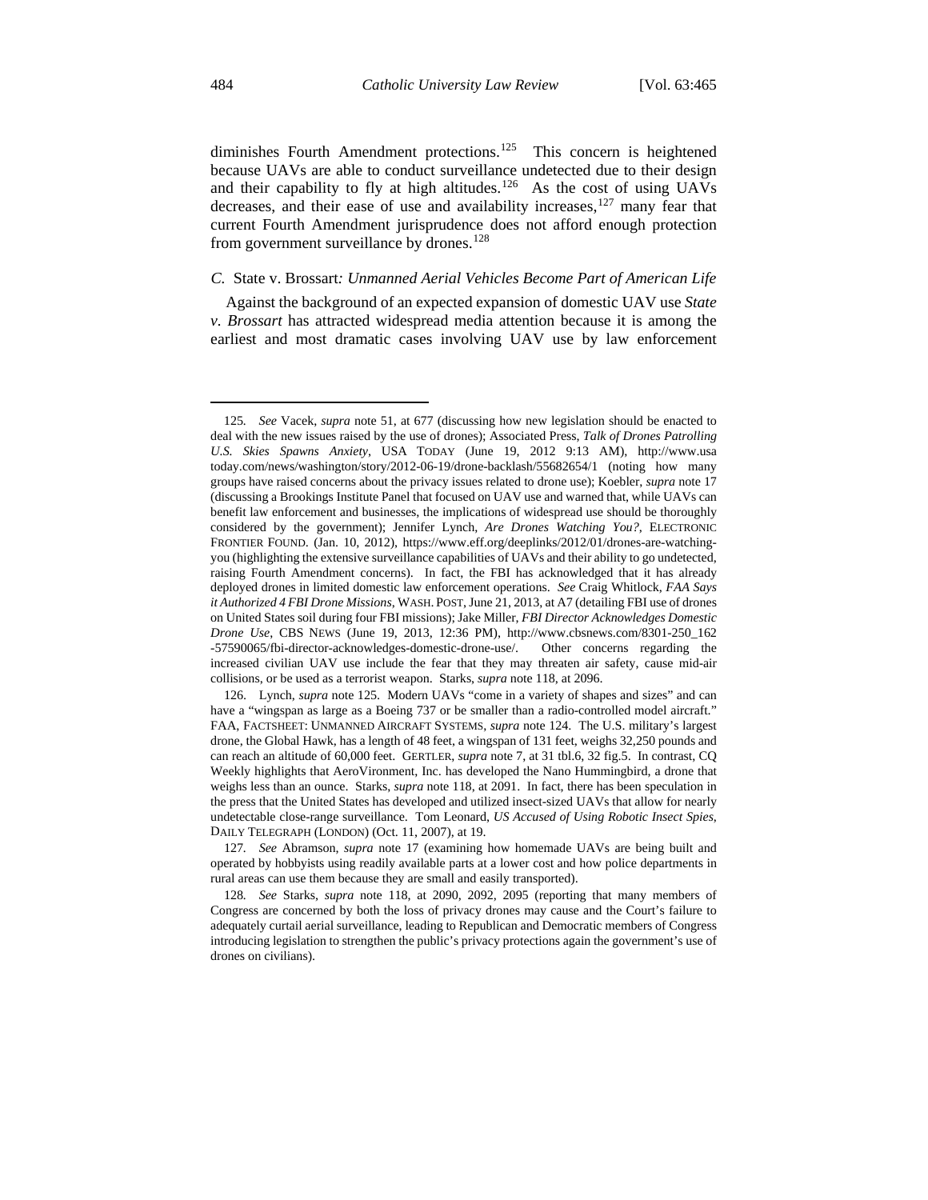diminishes Fourth Amendment protections.[125] This concern is heightened because UAVs are able to conduct surveillance undetected due to their design and their capability to fly at high altitudes.[126] As the cost of using UAVs decreases, and their ease of use and availability increases,[127] many fear that current Fourth Amendment jurisprudence does not afford enough protection from government surveillance by drones.[128]

### *C.* State v. Brossart*: Unmanned Aerial Vehicles Become Part of American Life*

Against the background of an expected expansion of domestic UAV use *State v. Brossart* has attracted widespread media attention because it is among the earliest and most dramatic cases involving UAV use by law enforcement

---

125. *See* Vacek, *supra* note 51, at 677 (discussing how new legislation should be enacted to deal with the new issues raised by the use of drones); Associated Press, *Talk of Drones Patrolling U.S. Skies Spawns Anxiety*, USA TODAY (June 19, 2012 9:13 AM), http://www.usatoday.com/news/washington/story/2012-06-19/drone-backlash/55682654/1 (noting how many groups have raised concerns about the privacy issues related to drone use); Koebler, *supra* note 17 (discussing a Brookings Institute Panel that focused on UAV use and warned that, while UAVs can benefit law enforcement and businesses, the implications of widespread use should be thoroughly considered by the government); Jennifer Lynch, *Are Drones Watching You?*, ELECTRONIC FRONTIER FOUND. (Jan. 10, 2012), https://www.eff.org/deeplinks/2012/01/drones-are-watching-you (highlighting the extensive surveillance capabilities of UAVs and their ability to go undetected, raising Fourth Amendment concerns). In fact, the FBI has acknowledged that it has already deployed drones in limited domestic law enforcement operations. *See* Craig Whitlock, *FAA Says it Authorized 4 FBI Drone Missions*, WASH. POST, June 21, 2013, at A7 (detailing FBI use of drones on United States soil during four FBI missions); Jake Miller, *FBI Director Acknowledges Domestic Drone Use*, CBS NEWS (June 19, 2013, 12:36 PM), http://www.cbsnews.com/8301-250_162-57590065/fbi-director-acknowledges-domestic-drone-use/. Other concerns regarding the increased civilian UAV use include the fear that they may threaten air safety, cause mid-air collisions, or be used as a terrorist weapon. Starks, *supra* note 118, at 2096.

126. Lynch, *supra* note 125. Modern UAVs "come in a variety of shapes and sizes" and can have a "wingspan as large as a Boeing 737 or be smaller than a radio-controlled model aircraft." FAA, FACTSHEET: UNMANNED AIRCRAFT SYSTEMS, *supra* note 124. The U.S. military's largest drone, the Global Hawk, has a length of 48 feet, a wingspan of 131 feet, weighs 32,250 pounds and can reach an altitude of 60,000 feet. GERTLER, *supra* note 7, at 31 tbl.6, 32 fig.5. In contrast, CQ Weekly highlights that AeroVironment, Inc. has developed the Nano Hummingbird, a drone that weighs less than an ounce. Starks, *supra* note 118, at 2091. In fact, there has been speculation in the press that the United States has developed and utilized insect-sized UAVs that allow for nearly undetectable close-range surveillance. Tom Leonard, *US Accused of Using Robotic Insect Spies*, DAILY TELEGRAPH (LONDON) (Oct. 11, 2007), at 19.

127. *See* Abramson, *supra* note 17 (examining how homemade UAVs are being built and operated by hobbyists using readily available parts at a lower cost and how police departments in rural areas can use them because they are small and easily transported).

128. *See* Starks, *supra* note 118, at 2090, 2092, 2095 (reporting that many members of Congress are concerned by both the loss of privacy drones may cause and the Court's failure to adequately curtail aerial surveillance, leading to Republican and Democratic members of Congress introducing legislation to strengthen the public's privacy protections again the government's use of drones on civilians).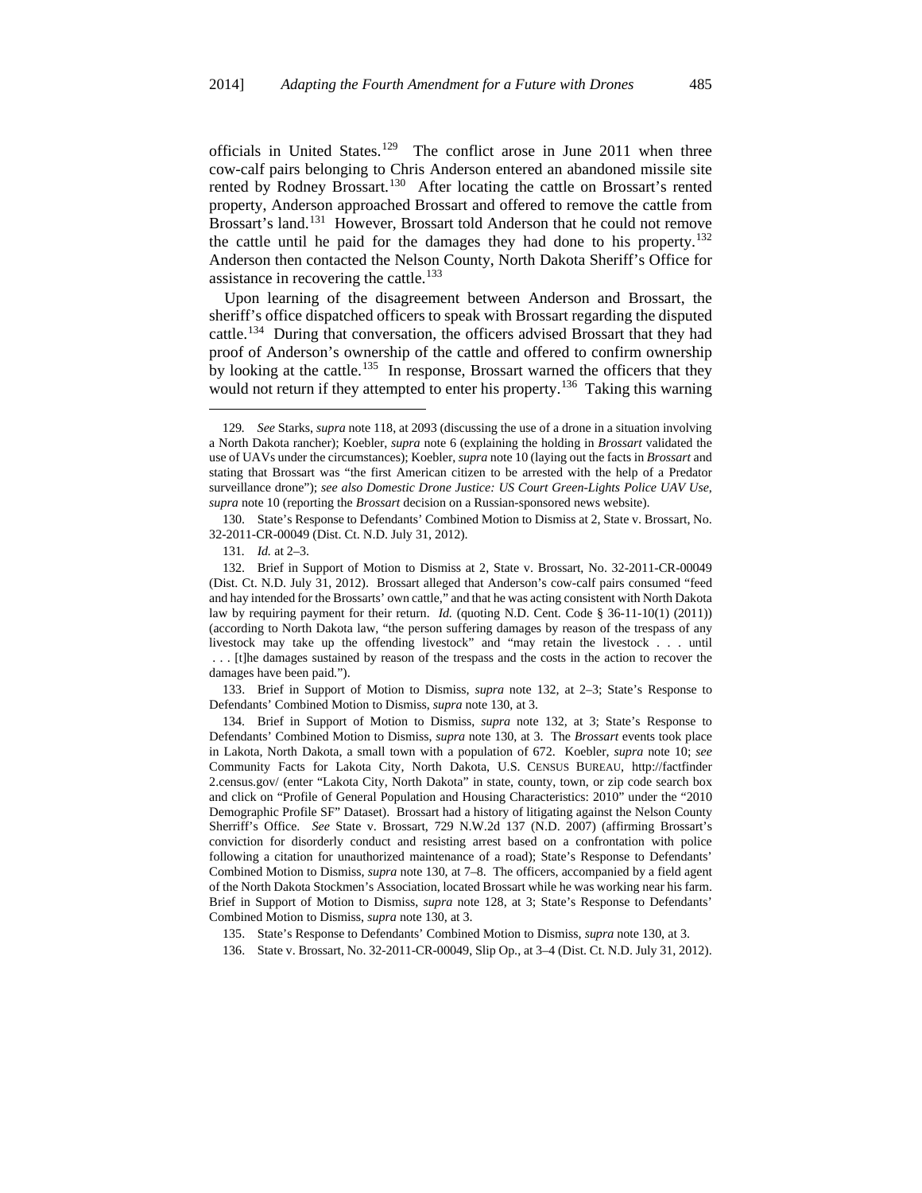officials in United States.[129] The conflict arose in June 2011 when three cow-calf pairs belonging to Chris Anderson entered an abandoned missile site rented by Rodney Brossart.[130] After locating the cattle on Brossart's rented property, Anderson approached Brossart and offered to remove the cattle from Brossart's land.[131] However, Brossart told Anderson that he could not remove the cattle until he paid for the damages they had done to his property.[132] Anderson then contacted the Nelson County, North Dakota Sheriff's Office for assistance in recovering the cattle.[133]

Upon learning of the disagreement between Anderson and Brossart, the sheriff's office dispatched officers to speak with Brossart regarding the disputed cattle.[134] During that conversation, the officers advised Brossart that they had proof of Anderson's ownership of the cattle and offered to confirm ownership by looking at the cattle.[135] In response, Brossart warned the officers that they would not return if they attempted to enter his property.[136] Taking this warning

---

129. *See* Starks, *supra* note 118, at 2093 (discussing the use of a drone in a situation involving a North Dakota rancher); Koebler, *supra* note 6 (explaining the holding in *Brossart* validated the use of UAVs under the circumstances); Koebler, *supra* note 10 (laying out the facts in *Brossart* and stating that Brossart was "the first American citizen to be arrested with the help of a Predator surveillance drone"); *see also Domestic Drone Justice: US Court Green-Lights Police UAV Use*, *supra* note 10 (reporting the *Brossart* decision on a Russian-sponsored news website).

130. State's Response to Defendants' Combined Motion to Dismiss at 2, State v. Brossart, No. 32-2011-CR-00049 (Dist. Ct. N.D. July 31, 2012).

131. *Id.* at 2–3.

132. Brief in Support of Motion to Dismiss at 2, State v. Brossart, No. 32-2011-CR-00049 (Dist. Ct. N.D. July 31, 2012). Brossart alleged that Anderson's cow-calf pairs consumed "feed and hay intended for the Brossarts' own cattle," and that he was acting consistent with North Dakota law by requiring payment for their return. *Id.* (quoting N.D. Cent. Code § 36-11-10(1) (2011)) (according to North Dakota law, "the person suffering damages by reason of the trespass of any livestock may take up the offending livestock" and "may retain the livestock . . . until . . . [t]he damages sustained by reason of the trespass and the costs in the action to recover the damages have been paid.").

133. Brief in Support of Motion to Dismiss, *supra* note 132, at 2–3; State's Response to Defendants' Combined Motion to Dismiss, *supra* note 130, at 3.

134. Brief in Support of Motion to Dismiss, *supra* note 132, at 3; State's Response to Defendants' Combined Motion to Dismiss, *supra* note 130, at 3. The *Brossart* events took place in Lakota, North Dakota, a small town with a population of 672. Koebler, *supra* note 10; *see* Community Facts for Lakota City, North Dakota, U.S. CENSUS BUREAU, http://factfinder 2.census.gov/ (enter "Lakota City, North Dakota" in state, county, town, or zip code search box and click on "Profile of General Population and Housing Characteristics: 2010" under the "2010 Demographic Profile SF" Dataset). Brossart had a history of litigating against the Nelson County Sherriff's Office. *See* State v. Brossart, 729 N.W.2d 137 (N.D. 2007) (affirming Brossart's conviction for disorderly conduct and resisting arrest based on a confrontation with police following a citation for unauthorized maintenance of a road); State's Response to Defendants' Combined Motion to Dismiss, *supra* note 130, at 7–8. The officers, accompanied by a field agent of the North Dakota Stockmen's Association, located Brossart while he was working near his farm. Brief in Support of Motion to Dismiss, *supra* note 128, at 3; State's Response to Defendants' Combined Motion to Dismiss, *supra* note 130, at 3.

135. State's Response to Defendants' Combined Motion to Dismiss, *supra* note 130, at 3.

136. State v. Brossart, No. 32-2011-CR-00049, Slip Op., at 3–4 (Dist. Ct. N.D. July 31, 2012).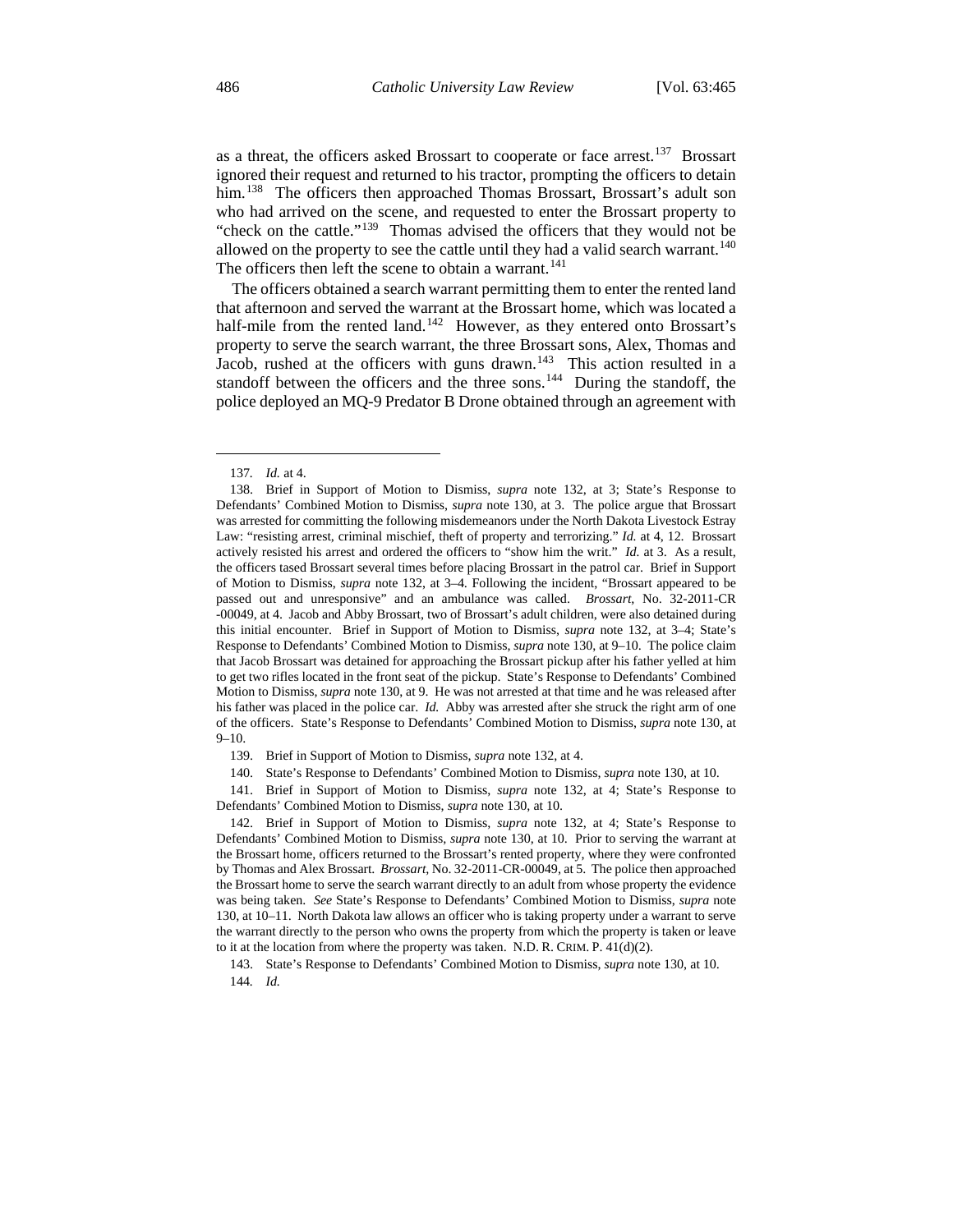as a threat, the officers asked Brossart to cooperate or face arrest.[137] Brossart ignored their request and returned to his tractor, prompting the officers to detain him.[138] The officers then approached Thomas Brossart, Brossart's adult son who had arrived on the scene, and requested to enter the Brossart property to "check on the cattle."[139] Thomas advised the officers that they would not be allowed on the property to see the cattle until they had a valid search warrant.[140] The officers then left the scene to obtain a warrant.[141]

The officers obtained a search warrant permitting them to enter the rented land that afternoon and served the warrant at the Brossart home, which was located a half-mile from the rented land.[142] However, as they entered onto Brossart's property to serve the search warrant, the three Brossart sons, Alex, Thomas and Jacob, rushed at the officers with guns drawn.[143] This action resulted in a standoff between the officers and the three sons.[144] During the standoff, the police deployed an MQ-9 Predator B Drone obtained through an agreement with

---

137. *Id.* at 4.

138. Brief in Support of Motion to Dismiss, *supra* note 132, at 3; State's Response to Defendants' Combined Motion to Dismiss, *supra* note 130, at 3. The police argue that Brossart was arrested for committing the following misdemeanors under the North Dakota Livestock Estray Law: "resisting arrest, criminal mischief, theft of property and terrorizing." *Id.* at 4, 12. Brossart actively resisted his arrest and ordered the officers to "show him the writ." *Id.* at 3. As a result, the officers tased Brossart several times before placing Brossart in the patrol car. Brief in Support of Motion to Dismiss, *supra* note 132, at 3–4. Following the incident, "Brossart appeared to be passed out and unresponsive" and an ambulance was called. *Brossart*, No. 32-2011-CR -00049, at 4. Jacob and Abby Brossart, two of Brossart's adult children, were also detained during this initial encounter. Brief in Support of Motion to Dismiss, *supra* note 132, at 3–4; State's Response to Defendants' Combined Motion to Dismiss, *supra* note 130, at 9–10. The police claim that Jacob Brossart was detained for approaching the Brossart pickup after his father yelled at him to get two rifles located in the front seat of the pickup. State's Response to Defendants' Combined Motion to Dismiss, *supra* note 130, at 9. He was not arrested at that time and he was released after his father was placed in the police car. *Id.* Abby was arrested after she struck the right arm of one of the officers. State's Response to Defendants' Combined Motion to Dismiss, *supra* note 130, at 9–10.

139. Brief in Support of Motion to Dismiss, *supra* note 132, at 4.

140. State's Response to Defendants' Combined Motion to Dismiss, *supra* note 130, at 10.

141. Brief in Support of Motion to Dismiss, *supra* note 132, at 4; State's Response to Defendants' Combined Motion to Dismiss, *supra* note 130, at 10.

142. Brief in Support of Motion to Dismiss, *supra* note 132, at 4; State's Response to Defendants' Combined Motion to Dismiss, *supra* note 130, at 10. Prior to serving the warrant at the Brossart home, officers returned to the Brossart's rented property, where they were confronted by Thomas and Alex Brossart. *Brossart*, No. 32-2011-CR-00049, at 5. The police then approached the Brossart home to serve the search warrant directly to an adult from whose property the evidence was being taken. *See* State's Response to Defendants' Combined Motion to Dismiss, *supra* note 130, at 10–11. North Dakota law allows an officer who is taking property under a warrant to serve the warrant directly to the person who owns the property from which the property is taken or leave to it at the location from where the property was taken. N.D. R. CRIM. P. 41(d)(2).

143. State's Response to Defendants' Combined Motion to Dismiss, *supra* note 130, at 10.

144. *Id.*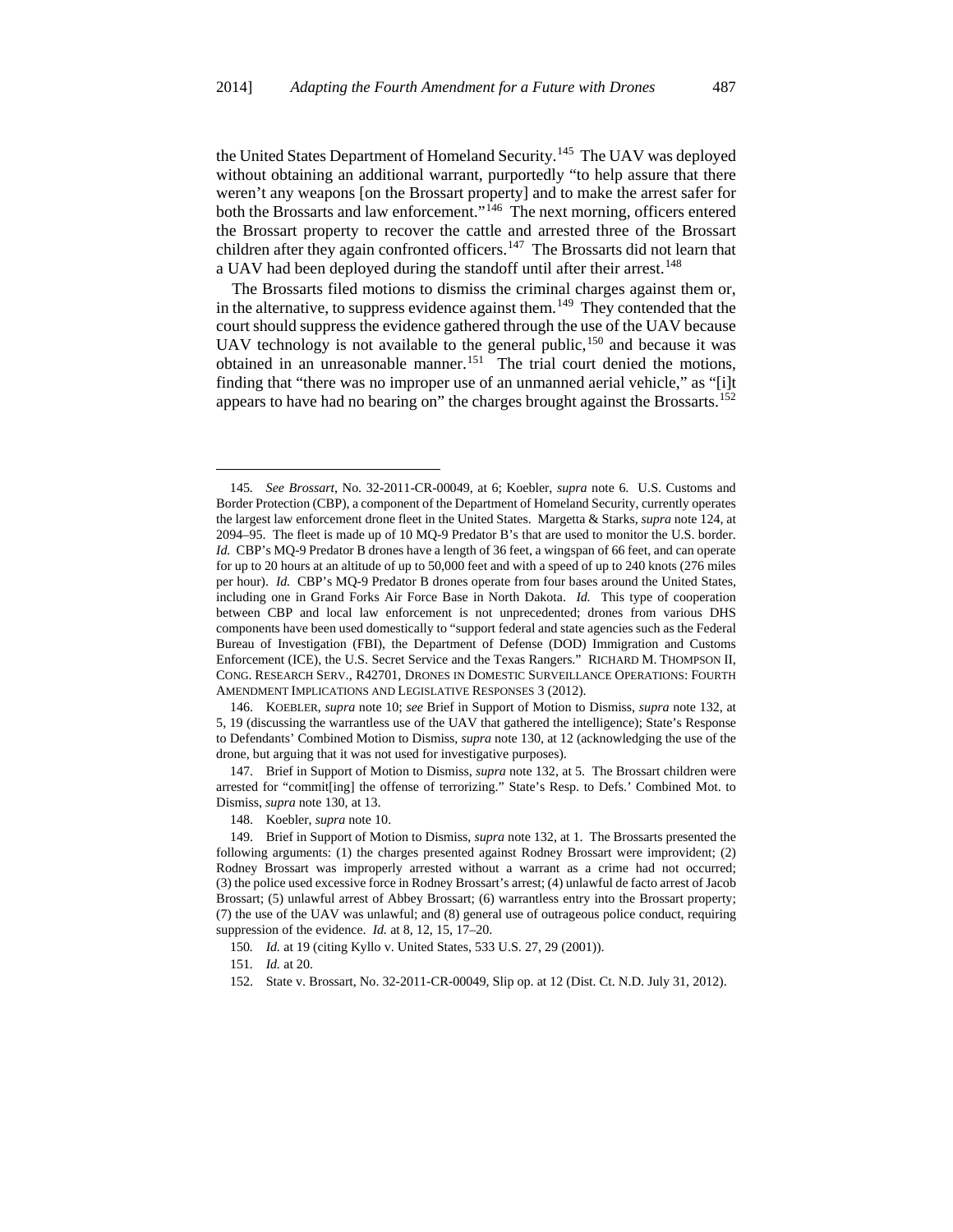the United States Department of Homeland Security.[145] The UAV was deployed without obtaining an additional warrant, purportedly "to help assure that there weren't any weapons [on the Brossart property] and to make the arrest safer for both the Brossarts and law enforcement."[146] The next morning, officers entered the Brossart property to recover the cattle and arrested three of the Brossart children after they again confronted officers.[147] The Brossarts did not learn that a UAV had been deployed during the standoff until after their arrest.[148]

The Brossarts filed motions to dismiss the criminal charges against them or, in the alternative, to suppress evidence against them.[149] They contended that the court should suppress the evidence gathered through the use of the UAV because UAV technology is not available to the general public,[150] and because it was obtained in an unreasonable manner.[151] The trial court denied the motions, finding that "there was no improper use of an unmanned aerial vehicle," as "[i]t appears to have had no bearing on" the charges brought against the Brossarts.[152]

---

145. *See Brossart*, No. 32-2011-CR-00049, at 6; Koebler, *supra* note 6. U.S. Customs and Border Protection (CBP), a component of the Department of Homeland Security, currently operates the largest law enforcement drone fleet in the United States. Margetta & Starks, *supra* note 124, at 2094–95. The fleet is made up of 10 MQ-9 Predator B's that are used to monitor the U.S. border. *Id.* CBP's MQ-9 Predator B drones have a length of 36 feet, a wingspan of 66 feet, and can operate for up to 20 hours at an altitude of up to 50,000 feet and with a speed of up to 240 knots (276 miles per hour). *Id.* CBP's MQ-9 Predator B drones operate from four bases around the United States, including one in Grand Forks Air Force Base in North Dakota. *Id.* This type of cooperation between CBP and local law enforcement is not unprecedented; drones from various DHS components have been used domestically to "support federal and state agencies such as the Federal Bureau of Investigation (FBI), the Department of Defense (DOD) Immigration and Customs Enforcement (ICE), the U.S. Secret Service and the Texas Rangers." RICHARD M. THOMPSON II, CONG. RESEARCH SERV., R42701, DRONES IN DOMESTIC SURVEILLANCE OPERATIONS: FOURTH AMENDMENT IMPLICATIONS AND LEGISLATIVE RESPONSES 3 (2012).

146. KOEBLER, *supra* note 10; *see* Brief in Support of Motion to Dismiss, *supra* note 132, at 5, 19 (discussing the warrantless use of the UAV that gathered the intelligence); State's Response to Defendants' Combined Motion to Dismiss, *supra* note 130, at 12 (acknowledging the use of the drone, but arguing that it was not used for investigative purposes).

147. Brief in Support of Motion to Dismiss, *supra* note 132, at 5. The Brossart children were arrested for "commit[ing] the offense of terrorizing." State's Resp. to Defs.' Combined Mot. to Dismiss, *supra* note 130, at 13.

148. Koebler, *supra* note 10.

149. Brief in Support of Motion to Dismiss, *supra* note 132, at 1. The Brossarts presented the following arguments: (1) the charges presented against Rodney Brossart were improvident; (2) Rodney Brossart was improperly arrested without a warrant as a crime had not occurred; (3) the police used excessive force in Rodney Brossart's arrest; (4) unlawful de facto arrest of Jacob Brossart; (5) unlawful arrest of Abbey Brossart; (6) warrantless entry into the Brossart property; (7) the use of the UAV was unlawful; and (8) general use of outrageous police conduct, requiring suppression of the evidence. *Id.* at 8, 12, 15, 17–20.

150. *Id.* at 19 (citing Kyllo v. United States, 533 U.S. 27, 29 (2001)).

151. *Id.* at 20.

152. State v. Brossart, No. 32-2011-CR-00049, Slip op. at 12 (Dist. Ct. N.D. July 31, 2012).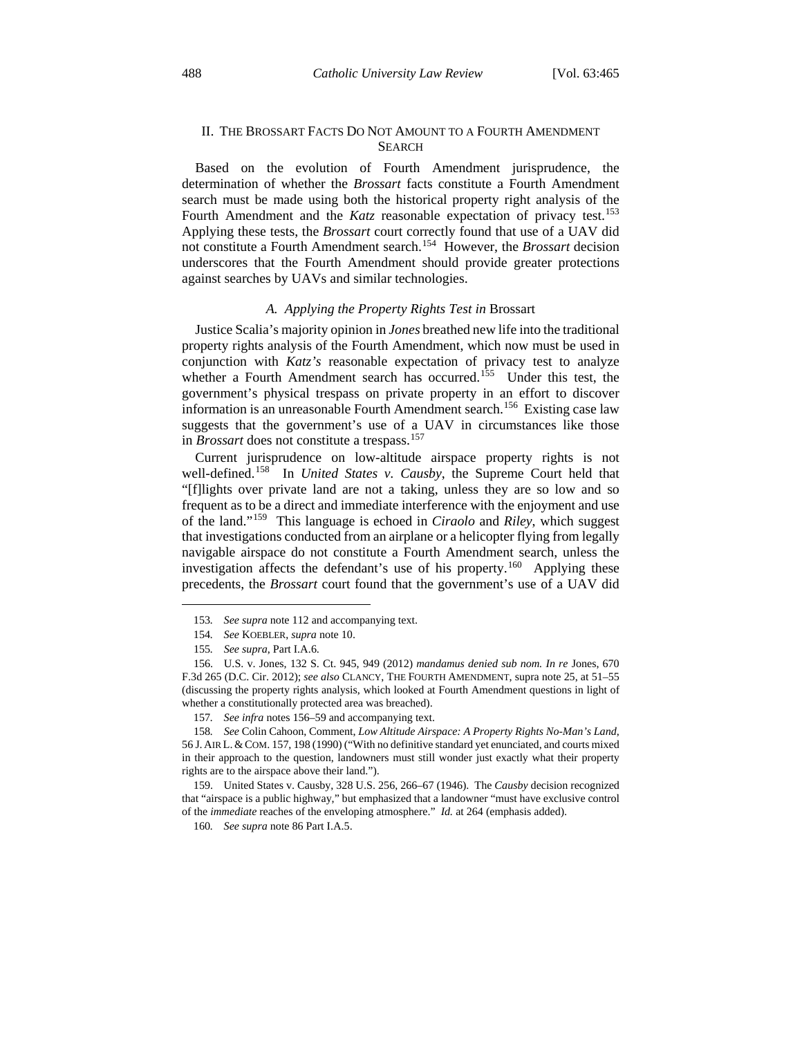## II. THE BROSSART FACTS DO NOT AMOUNT TO A FOURTH AMENDMENT SEARCH

Based on the evolution of Fourth Amendment jurisprudence, the determination of whether the *Brossart* facts constitute a Fourth Amendment search must be made using both the historical property right analysis of the Fourth Amendment and the *Katz* reasonable expectation of privacy test.[153] Applying these tests, the *Brossart* court correctly found that use of a UAV did not constitute a Fourth Amendment search.[154] However, the *Brossart* decision underscores that the Fourth Amendment should provide greater protections against searches by UAVs and similar technologies.

### *A. Applying the Property Rights Test in* Brossart

Justice Scalia's majority opinion in *Jones* breathed new life into the traditional property rights analysis of the Fourth Amendment, which now must be used in conjunction with *Katz's* reasonable expectation of privacy test to analyze whether a Fourth Amendment search has occurred.[155] Under this test, the government's physical trespass on private property in an effort to discover information is an unreasonable Fourth Amendment search.[156] Existing case law suggests that the government's use of a UAV in circumstances like those in *Brossart* does not constitute a trespass.[157]

Current jurisprudence on low-altitude airspace property rights is not well-defined.[158] In *United States v. Causby*, the Supreme Court held that "[f]lights over private land are not a taking, unless they are so low and so frequent as to be a direct and immediate interference with the enjoyment and use of the land."[159] This language is echoed in *Ciraolo* and *Riley*, which suggest that investigations conducted from an airplane or a helicopter flying from legally navigable airspace do not constitute a Fourth Amendment search, unless the investigation affects the defendant's use of his property.[160] Applying these precedents, the *Brossart* court found that the government's use of a UAV did

---

153. *See supra* note 112 and accompanying text.

154. *See* KOEBLER, *supra* note 10.

155. *See supra*, Part I.A.6.

156. U.S. v. Jones, 132 S. Ct. 945, 949 (2012) *mandamus denied sub nom. In re* Jones, 670 F.3d 265 (D.C. Cir. 2012); *see also* CLANCY, THE FOURTH AMENDMENT, supra note 25, at 51–55 (discussing the property rights analysis, which looked at Fourth Amendment questions in light of whether a constitutionally protected area was breached).

157. *See infra* notes 156–59 and accompanying text.

158. *See* Colin Cahoon, Comment, *Low Altitude Airspace: A Property Rights No-Man's Land*, 56 J. AIR L. & COM. 157, 198 (1990) ("With no definitive standard yet enunciated, and courts mixed in their approach to the question, landowners must still wonder just exactly what their property rights are to the airspace above their land.").

159. United States v. Causby, 328 U.S. 256, 266–67 (1946). The *Causby* decision recognized that "airspace is a public highway," but emphasized that a landowner "must have exclusive control of the *immediate* reaches of the enveloping atmosphere." *Id.* at 264 (emphasis added).

160. *See supra* note 86 Part I.A.5.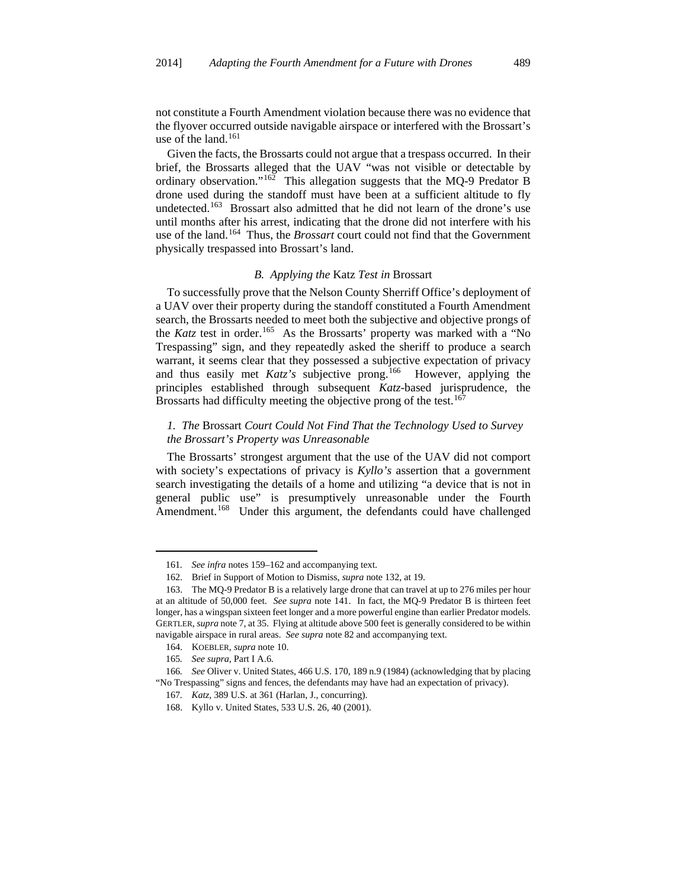not constitute a Fourth Amendment violation because there was no evidence that the flyover occurred outside navigable airspace or interfered with the Brossart's use of the land.[161]

Given the facts, the Brossarts could not argue that a trespass occurred. In their brief, the Brossarts alleged that the UAV "was not visible or detectable by ordinary observation."[162] This allegation suggests that the MQ-9 Predator B drone used during the standoff must have been at a sufficient altitude to fly undetected.[163] Brossart also admitted that he did not learn of the drone's use until months after his arrest, indicating that the drone did not interfere with his use of the land.[164] Thus, the *Brossart* court could not find that the Government physically trespassed into Brossart's land.

### *B. Applying the* Katz *Test in* Brossart

To successfully prove that the Nelson County Sherriff Office's deployment of a UAV over their property during the standoff constituted a Fourth Amendment search, the Brossarts needed to meet both the subjective and objective prongs of the *Katz* test in order.[165] As the Brossarts' property was marked with a "No Trespassing" sign, and they repeatedly asked the sheriff to produce a search warrant, it seems clear that they possessed a subjective expectation of privacy and thus easily met *Katz's* subjective prong.[166] However, applying the principles established through subsequent *Katz*-based jurisprudence, the Brossarts had difficulty meeting the objective prong of the test.[167]

#### *1. The* Brossart *Court Could Not Find That the Technology Used to Survey the Brossart's Property was Unreasonable*

The Brossarts' strongest argument that the use of the UAV did not comport with society's expectations of privacy is *Kyllo's* assertion that a government search investigating the details of a home and utilizing "a device that is not in general public use" is presumptively unreasonable under the Fourth Amendment.[168] Under this argument, the defendants could have challenged

---

161. *See infra* notes 159–162 and accompanying text.

162. Brief in Support of Motion to Dismiss, *supra* note 132, at 19.

163. The MQ-9 Predator B is a relatively large drone that can travel at up to 276 miles per hour at an altitude of 50,000 feet. *See supra* note 141. In fact, the MQ-9 Predator B is thirteen feet longer, has a wingspan sixteen feet longer and a more powerful engine than earlier Predator models. GERTLER, *supra* note 7, at 35. Flying at altitude above 500 feet is generally considered to be within navigable airspace in rural areas. *See supra* note 82 and accompanying text.

164. KOEBLER, *supra* note 10.

165. *See supra*, Part I A.6.

166. *See* Oliver v. United States, 466 U.S. 170, 189 n.9 (1984) (acknowledging that by placing "No Trespassing" signs and fences, the defendants may have had an expectation of privacy).

167. *Katz*, 389 U.S. at 361 (Harlan, J., concurring).

168. Kyllo v. United States, 533 U.S. 26, 40 (2001).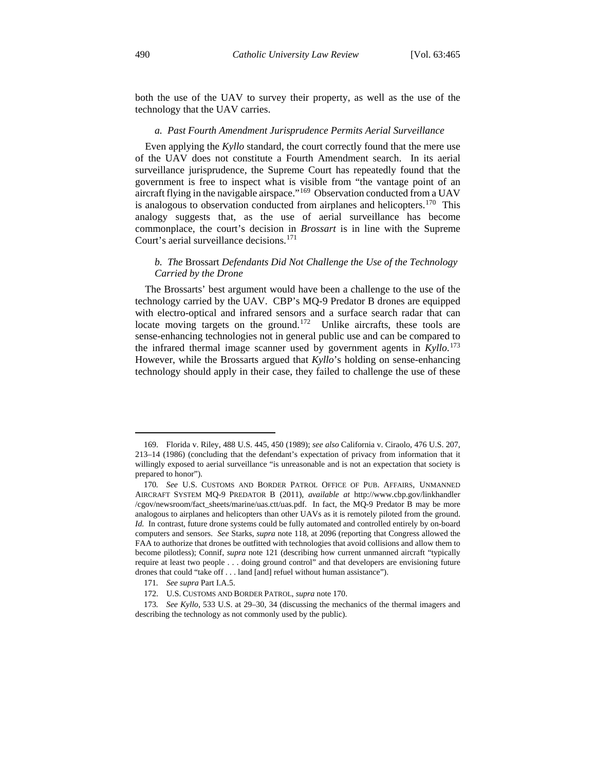both the use of the UAV to survey their property, as well as the use of the technology that the UAV carries.

#### *a. Past Fourth Amendment Jurisprudence Permits Aerial Surveillance*

Even applying the *Kyllo* standard, the court correctly found that the mere use of the UAV does not constitute a Fourth Amendment search. In its aerial surveillance jurisprudence, the Supreme Court has repeatedly found that the government is free to inspect what is visible from "the vantage point of an aircraft flying in the navigable airspace."[169] Observation conducted from a UAV is analogous to observation conducted from airplanes and helicopters.[170] This analogy suggests that, as the use of aerial surveillance has become commonplace, the court's decision in *Brossart* is in line with the Supreme Court's aerial surveillance decisions.[171]

#### *b. The* Brossart *Defendants Did Not Challenge the Use of the Technology Carried by the Drone*

The Brossarts' best argument would have been a challenge to the use of the technology carried by the UAV. CBP's MQ-9 Predator B drones are equipped with electro-optical and infrared sensors and a surface search radar that can locate moving targets on the ground.[172] Unlike aircrafts, these tools are sense-enhancing technologies not in general public use and can be compared to the infrared thermal image scanner used by government agents in *Kyllo*.[173] However, while the Brossarts argued that *Kyllo*'s holding on sense-enhancing technology should apply in their case, they failed to challenge the use of these

---

169. Florida v. Riley, 488 U.S. 445, 450 (1989); *see also* California v. Ciraolo, 476 U.S. 207, 213–14 (1986) (concluding that the defendant's expectation of privacy from information that it willingly exposed to aerial surveillance "is unreasonable and is not an expectation that society is prepared to honor").

170. *See* U.S. CUSTOMS AND BORDER PATROL OFFICE OF PUB. AFFAIRS, UNMANNED AIRCRAFT SYSTEM MQ-9 PREDATOR B (2011), *available at* http://www.cbp.gov/linkhandler/cgov/newsroom/fact_sheets/marine/uas.ctt/uas.pdf. In fact, the MQ-9 Predator B may be more analogous to airplanes and helicopters than other UAVs as it is remotely piloted from the ground. *Id.* In contrast, future drone systems could be fully automated and controlled entirely by on-board computers and sensors. *See* Starks, *supra* note 118, at 2096 (reporting that Congress allowed the FAA to authorize that drones be outfitted with technologies that avoid collisions and allow them to become pilotless); Connif, *supra* note 121 (describing how current unmanned aircraft "typically require at least two people . . . doing ground control" and that developers are envisioning future drones that could "take off . . . land [and] refuel without human assistance").

171. *See supra* Part I.A.5.

172. U.S. CUSTOMS AND BORDER PATROL, *supra* note 170.

173. *See Kyllo*, 533 U.S. at 29–30, 34 (discussing the mechanics of the thermal imagers and describing the technology as not commonly used by the public).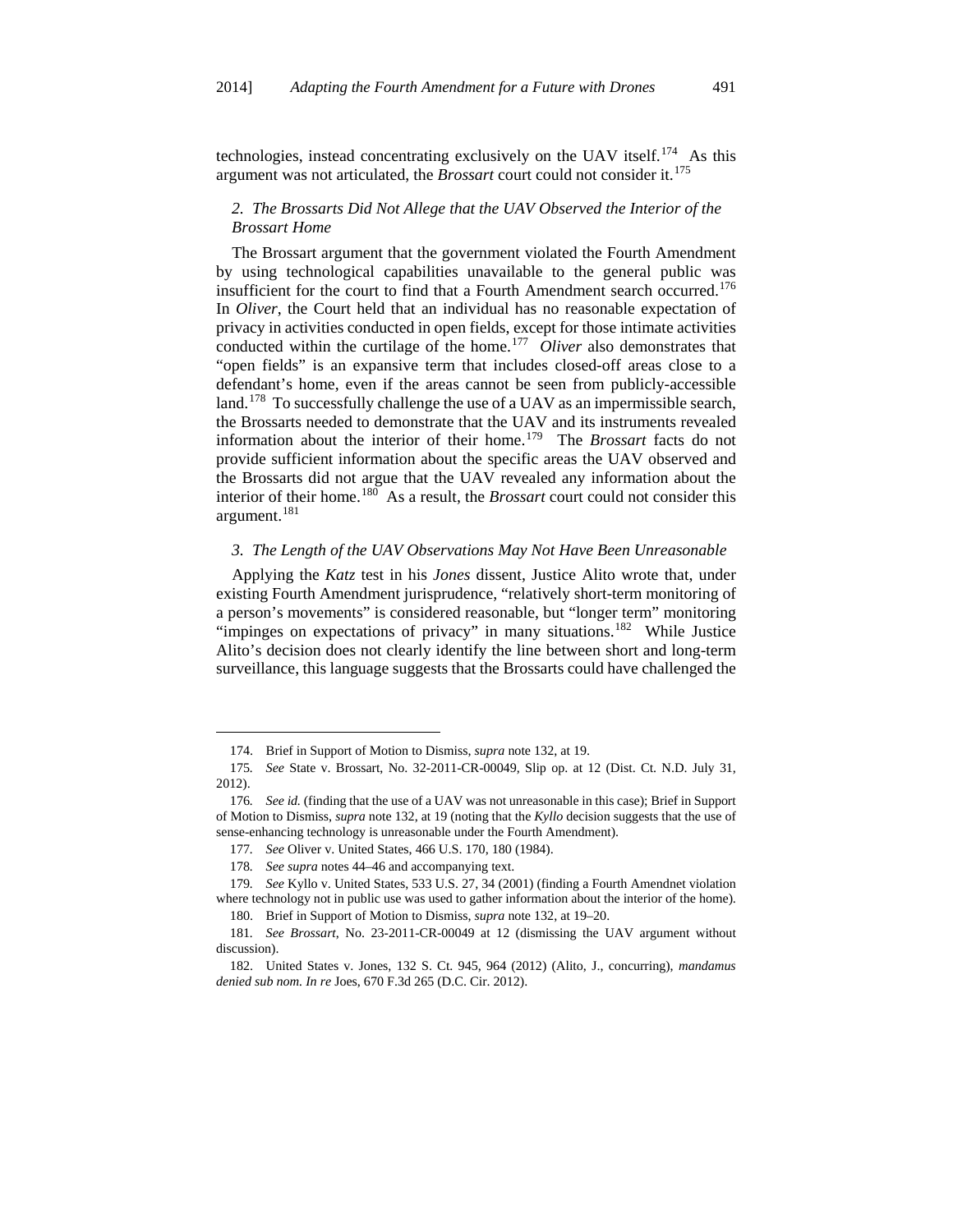technologies, instead concentrating exclusively on the UAV itself.[174] As this argument was not articulated, the *Brossart* court could not consider it.[175]

### *2. The Brossarts Did Not Allege that the UAV Observed the Interior of the Brossart Home*

The Brossart argument that the government violated the Fourth Amendment by using technological capabilities unavailable to the general public was insufficient for the court to find that a Fourth Amendment search occurred.[176] In *Oliver*, the Court held that an individual has no reasonable expectation of privacy in activities conducted in open fields, except for those intimate activities conducted within the curtilage of the home.[177] *Oliver* also demonstrates that "open fields" is an expansive term that includes closed-off areas close to a defendant's home, even if the areas cannot be seen from publicly-accessible land.[178] To successfully challenge the use of a UAV as an impermissible search, the Brossarts needed to demonstrate that the UAV and its instruments revealed information about the interior of their home.[179] The *Brossart* facts do not provide sufficient information about the specific areas the UAV observed and the Brossarts did not argue that the UAV revealed any information about the interior of their home.[180] As a result, the *Brossart* court could not consider this argument.[181]

### *3. The Length of the UAV Observations May Not Have Been Unreasonable*

Applying the *Katz* test in his *Jones* dissent, Justice Alito wrote that, under existing Fourth Amendment jurisprudence, "relatively short-term monitoring of a person's movements" is considered reasonable, but "longer term" monitoring "impinges on expectations of privacy" in many situations.[182] While Justice Alito's decision does not clearly identify the line between short and long-term surveillance, this language suggests that the Brossarts could have challenged the

---

174. Brief in Support of Motion to Dismiss, *supra* note 132, at 19.

175. *See* State v. Brossart, No. 32-2011-CR-00049, Slip op. at 12 (Dist. Ct. N.D. July 31, 2012).

176. *See id.* (finding that the use of a UAV was not unreasonable in this case); Brief in Support of Motion to Dismiss, *supra* note 132, at 19 (noting that the *Kyllo* decision suggests that the use of sense-enhancing technology is unreasonable under the Fourth Amendment).

177. *See* Oliver v. United States, 466 U.S. 170, 180 (1984).

178. *See supra* notes 44–46 and accompanying text.

179. *See* Kyllo v. United States, 533 U.S. 27, 34 (2001) (finding a Fourth Amendnet violation where technology not in public use was used to gather information about the interior of the home).

180. Brief in Support of Motion to Dismiss, *supra* note 132, at 19–20.

181. *See Brossart*, No. 23-2011-CR-00049 at 12 (dismissing the UAV argument without discussion).

182. United States v. Jones, 132 S. Ct. 945, 964 (2012) (Alito, J., concurring), *mandamus denied sub nom. In re* Joes, 670 F.3d 265 (D.C. Cir. 2012).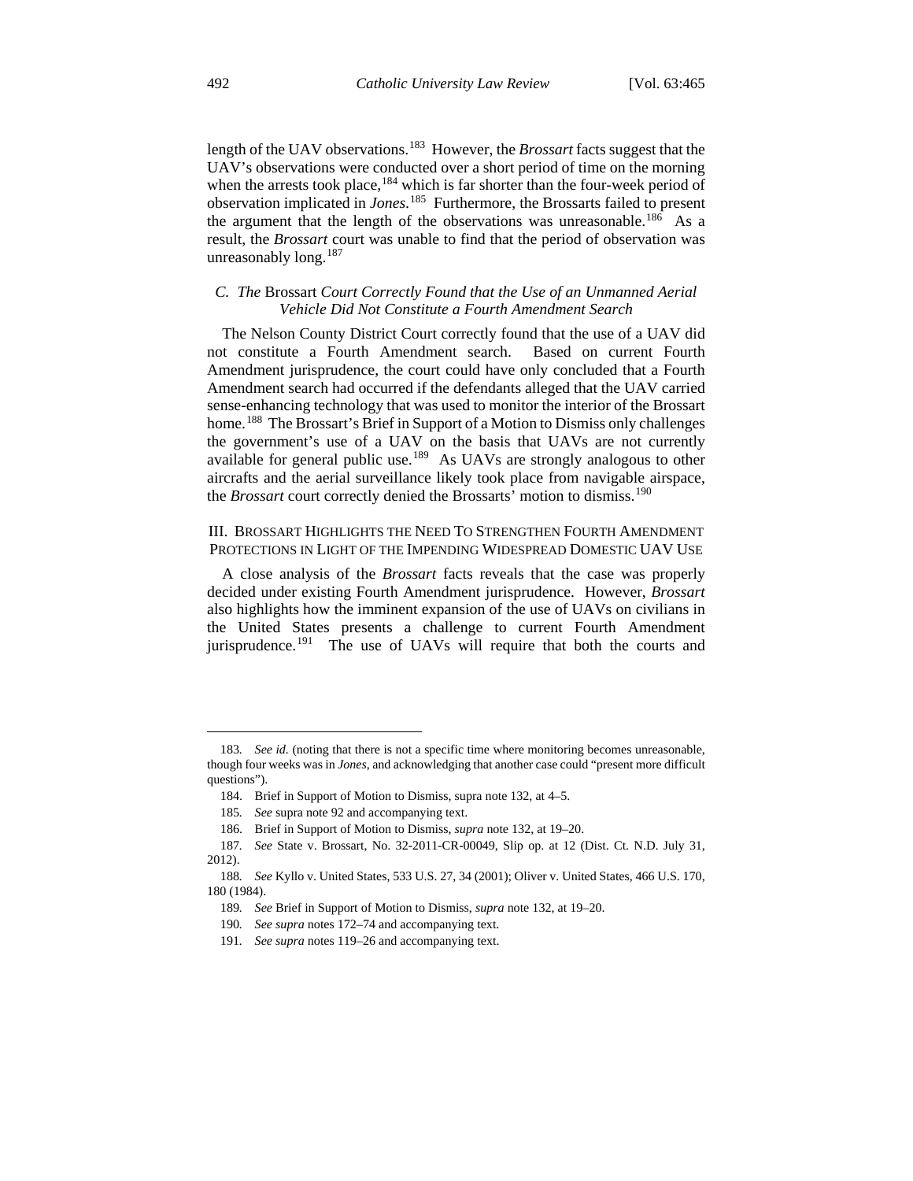length of the UAV observations.[183] However, the *Brossart* facts suggest that the UAV's observations were conducted over a short period of time on the morning when the arrests took place,[184] which is far shorter than the four-week period of observation implicated in *Jones*.[185] Furthermore, the Brossarts failed to present the argument that the length of the observations was unreasonable.[186] As a result, the *Brossart* court was unable to find that the period of observation was unreasonably long.[187]

### *C. The* Brossart *Court Correctly Found that the Use of an Unmanned Aerial Vehicle Did Not Constitute a Fourth Amendment Search*

The Nelson County District Court correctly found that the use of a UAV did not constitute a Fourth Amendment search. Based on current Fourth Amendment jurisprudence, the court could have only concluded that a Fourth Amendment search had occurred if the defendants alleged that the UAV carried sense-enhancing technology that was used to monitor the interior of the Brossart home.[188] The Brossart's Brief in Support of a Motion to Dismiss only challenges the government's use of a UAV on the basis that UAVs are not currently available for general public use.[189] As UAVs are strongly analogous to other aircrafts and the aerial surveillance likely took place from navigable airspace, the *Brossart* court correctly denied the Brossarts' motion to dismiss.[190]

## III. BROSSART HIGHLIGHTS THE NEED TO STRENGTHEN FOURTH AMENDMENT PROTECTIONS IN LIGHT OF THE IMPENDING WIDESPREAD DOMESTIC UAV USE

A close analysis of the *Brossart* facts reveals that the case was properly decided under existing Fourth Amendment jurisprudence. However, *Brossart* also highlights how the imminent expansion of the use of UAVs on civilians in the United States presents a challenge to current Fourth Amendment jurisprudence.[191] The use of UAVs will require that both the courts and

---

183. *See id.* (noting that there is not a specific time where monitoring becomes unreasonable, though four weeks was in *Jones*, and acknowledging that another case could "present more difficult questions").

184. Brief in Support of Motion to Dismiss, supra note 132, at 4–5.

185. *See* supra note 92 and accompanying text.

186. Brief in Support of Motion to Dismiss, *supra* note 132, at 19–20.

187. *See* State v. Brossart, No. 32-2011-CR-00049, Slip op. at 12 (Dist. Ct. N.D. July 31, 2012).

188. *See* Kyllo v. United States, 533 U.S. 27, 34 (2001); Oliver v. United States, 466 U.S. 170, 180 (1984).

189. *See* Brief in Support of Motion to Dismiss, *supra* note 132, at 19–20.

190. *See supra* notes 172–74 and accompanying text.

191. *See supra* notes 119–26 and accompanying text.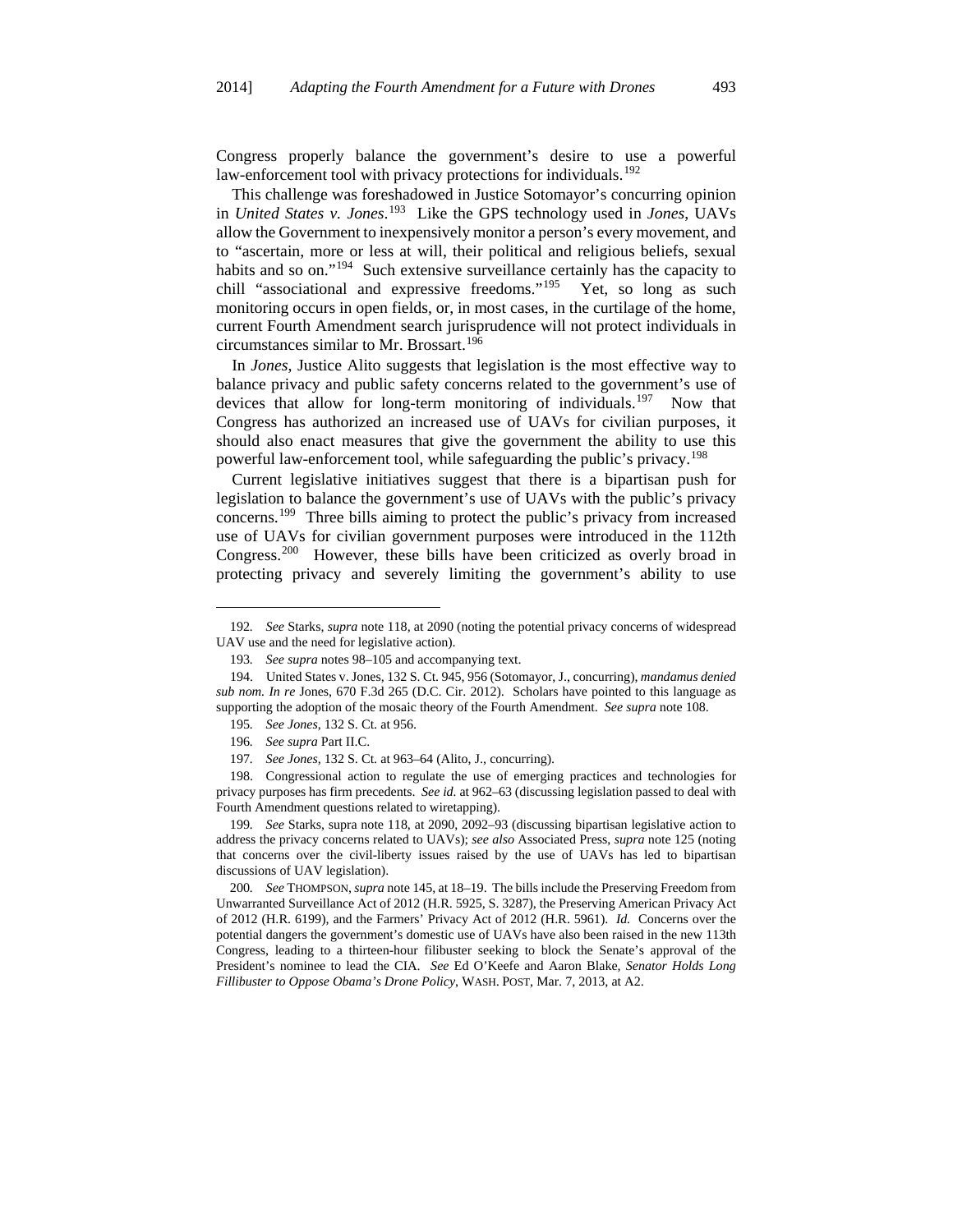Congress properly balance the government's desire to use a powerful law-enforcement tool with privacy protections for individuals.[192]

This challenge was foreshadowed in Justice Sotomayor's concurring opinion in *United States v. Jones*.[193] Like the GPS technology used in *Jones*, UAVs allow the Government to inexpensively monitor a person's every movement, and to "ascertain, more or less at will, their political and religious beliefs, sexual habits and so on."[194] Such extensive surveillance certainly has the capacity to chill "associational and expressive freedoms."[195] Yet, so long as such monitoring occurs in open fields, or, in most cases, in the curtilage of the home, current Fourth Amendment search jurisprudence will not protect individuals in circumstances similar to Mr. Brossart.[196]

In *Jones*, Justice Alito suggests that legislation is the most effective way to balance privacy and public safety concerns related to the government's use of devices that allow for long-term monitoring of individuals.[197] Now that Congress has authorized an increased use of UAVs for civilian purposes, it should also enact measures that give the government the ability to use this powerful law-enforcement tool, while safeguarding the public's privacy.[198]

Current legislative initiatives suggest that there is a bipartisan push for legislation to balance the government's use of UAVs with the public's privacy concerns.[199] Three bills aiming to protect the public's privacy from increased use of UAVs for civilian government purposes were introduced in the 112th Congress.[200] However, these bills have been criticized as overly broad in protecting privacy and severely limiting the government's ability to use

---

192. *See* Starks, *supra* note 118, at 2090 (noting the potential privacy concerns of widespread UAV use and the need for legislative action).

193. *See supra* notes 98–105 and accompanying text.

194. United States v. Jones, 132 S. Ct. 945, 956 (Sotomayor, J., concurring), *mandamus denied sub nom. In re* Jones, 670 F.3d 265 (D.C. Cir. 2012). Scholars have pointed to this language as supporting the adoption of the mosaic theory of the Fourth Amendment. *See supra* note 108.

195. *See Jones*, 132 S. Ct. at 956.

196. *See supra* Part II.C.

197. *See Jones*, 132 S. Ct. at 963–64 (Alito, J., concurring).

198. Congressional action to regulate the use of emerging practices and technologies for privacy purposes has firm precedents. *See id.* at 962–63 (discussing legislation passed to deal with Fourth Amendment questions related to wiretapping).

199. *See* Starks, supra note 118, at 2090, 2092–93 (discussing bipartisan legislative action to address the privacy concerns related to UAVs); *see also* Associated Press, *supra* note 125 (noting that concerns over the civil-liberty issues raised by the use of UAVs has led to bipartisan discussions of UAV legislation).

200. *See* THOMPSON, *supra* note 145, at 18–19. The bills include the Preserving Freedom from Unwarranted Surveillance Act of 2012 (H.R. 5925, S. 3287), the Preserving American Privacy Act of 2012 (H.R. 6199), and the Farmers' Privacy Act of 2012 (H.R. 5961). *Id.* Concerns over the potential dangers the government's domestic use of UAVs have also been raised in the new 113th Congress, leading to a thirteen-hour filibuster seeking to block the Senate's approval of the President's nominee to lead the CIA. *See* Ed O'Keefe and Aaron Blake, *Senator Holds Long Fillibuster to Oppose Obama's Drone Policy*, WASH. POST, Mar. 7, 2013, at A2.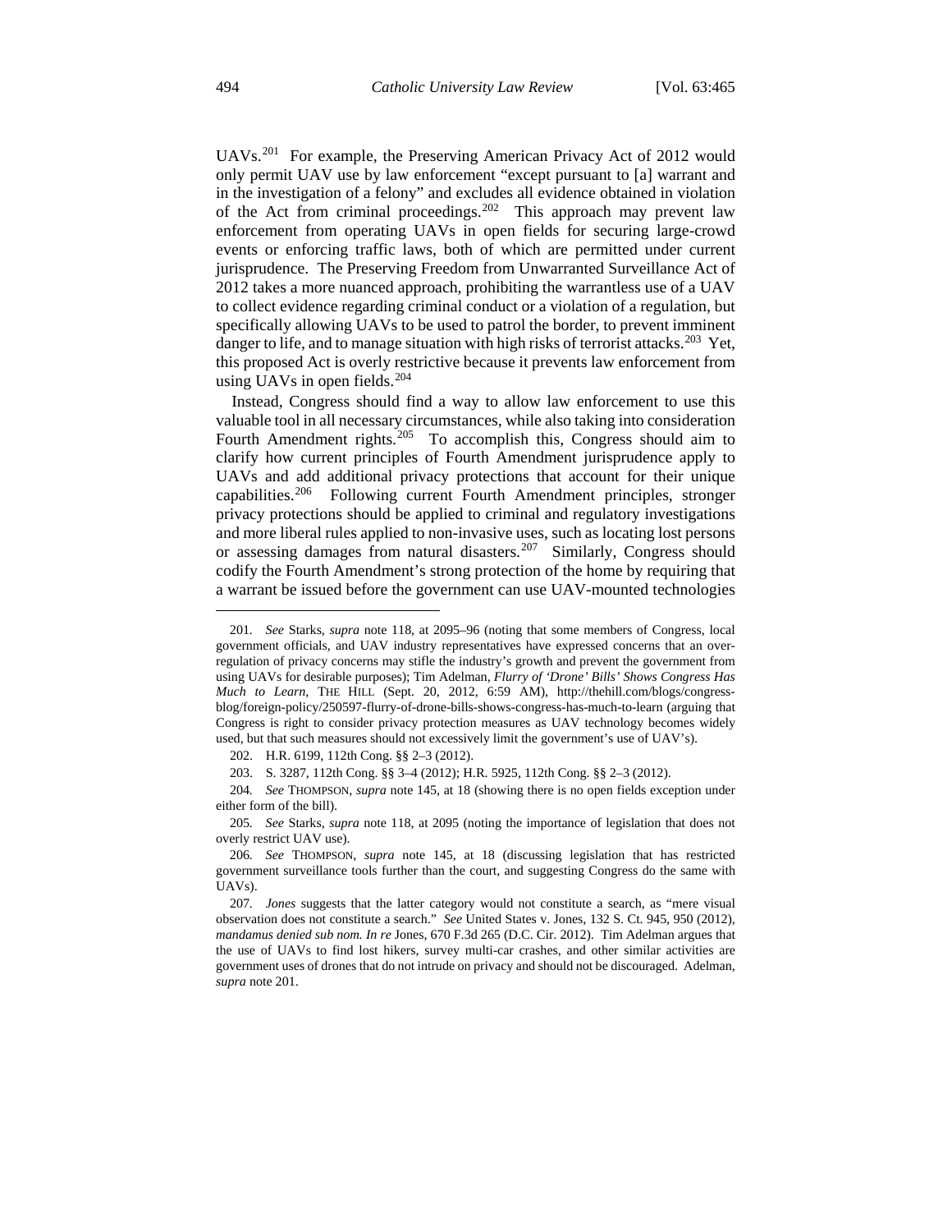UAVs.[201] For example, the Preserving American Privacy Act of 2012 would only permit UAV use by law enforcement "except pursuant to [a] warrant and in the investigation of a felony" and excludes all evidence obtained in violation of the Act from criminal proceedings.[202] This approach may prevent law enforcement from operating UAVs in open fields for securing large-crowd events or enforcing traffic laws, both of which are permitted under current jurisprudence. The Preserving Freedom from Unwarranted Surveillance Act of 2012 takes a more nuanced approach, prohibiting the warrantless use of a UAV to collect evidence regarding criminal conduct or a violation of a regulation, but specifically allowing UAVs to be used to patrol the border, to prevent imminent danger to life, and to manage situation with high risks of terrorist attacks.[203] Yet, this proposed Act is overly restrictive because it prevents law enforcement from using UAVs in open fields.[204]

Instead, Congress should find a way to allow law enforcement to use this valuable tool in all necessary circumstances, while also taking into consideration Fourth Amendment rights.[205] To accomplish this, Congress should aim to clarify how current principles of Fourth Amendment jurisprudence apply to UAVs and add additional privacy protections that account for their unique capabilities.[206] Following current Fourth Amendment principles, stronger privacy protections should be applied to criminal and regulatory investigations and more liberal rules applied to non-invasive uses, such as locating lost persons or assessing damages from natural disasters.[207] Similarly, Congress should codify the Fourth Amendment's strong protection of the home by requiring that a warrant be issued before the government can use UAV-mounted technologies

---

201. *See* Starks, *supra* note 118, at 2095–96 (noting that some members of Congress, local government officials, and UAV industry representatives have expressed concerns that an over-regulation of privacy concerns may stifle the industry's growth and prevent the government from using UAVs for desirable purposes); Tim Adelman, *Flurry of 'Drone' Bills' Shows Congress Has Much to Learn*, THE HILL (Sept. 20, 2012, 6:59 AM), http://thehill.com/blogs/congress-blog/foreign-policy/250597-flurry-of-drone-bills-shows-congress-has-much-to-learn (arguing that Congress is right to consider privacy protection measures as UAV technology becomes widely used, but that such measures should not excessively limit the government's use of UAV's).

202. H.R. 6199, 112th Cong. §§ 2–3 (2012).

203. S. 3287, 112th Cong. §§ 3–4 (2012); H.R. 5925, 112th Cong. §§ 2–3 (2012).

204. *See* THOMPSON, *supra* note 145, at 18 (showing there is no open fields exception under either form of the bill).

205. *See* Starks, *supra* note 118, at 2095 (noting the importance of legislation that does not overly restrict UAV use).

206. *See* THOMPSON, *supra* note 145, at 18 (discussing legislation that has restricted government surveillance tools further than the court, and suggesting Congress do the same with UAVs).

207. *Jones* suggests that the latter category would not constitute a search, as "mere visual observation does not constitute a search." *See* United States v. Jones, 132 S. Ct. 945, 950 (2012), *mandamus denied sub nom. In re* Jones, 670 F.3d 265 (D.C. Cir. 2012). Tim Adelman argues that the use of UAVs to find lost hikers, survey multi-car crashes, and other similar activities are government uses of drones that do not intrude on privacy and should not be discouraged. Adelman, *supra* note 201.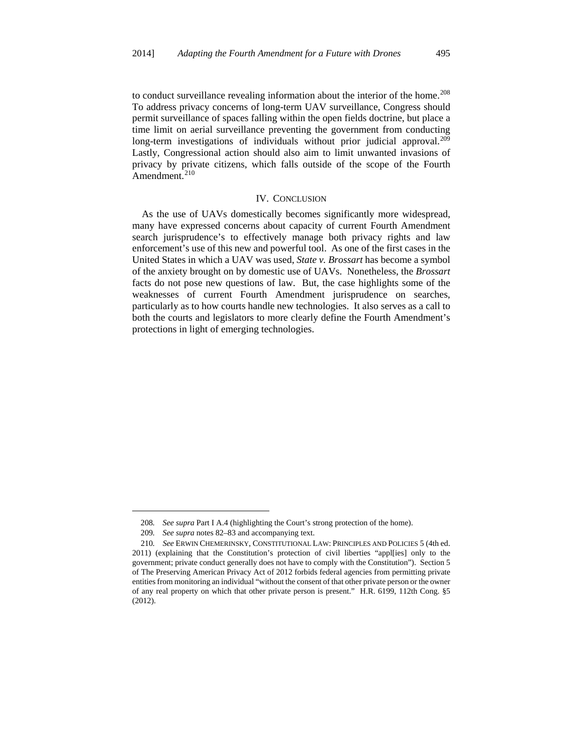to conduct surveillance revealing information about the interior of the home.[208] To address privacy concerns of long-term UAV surveillance, Congress should permit surveillance of spaces falling within the open fields doctrine, but place a time limit on aerial surveillance preventing the government from conducting long-term investigations of individuals without prior judicial approval.[209] Lastly, Congressional action should also aim to limit unwanted invasions of privacy by private citizens, which falls outside of the scope of the Fourth Amendment.[210]

## IV. CONCLUSION

As the use of UAVs domestically becomes significantly more widespread, many have expressed concerns about capacity of current Fourth Amendment search jurisprudence's to effectively manage both privacy rights and law enforcement's use of this new and powerful tool. As one of the first cases in the United States in which a UAV was used, *State v. Brossart* has become a symbol of the anxiety brought on by domestic use of UAVs. Nonetheless, the *Brossart* facts do not pose new questions of law. But, the case highlights some of the weaknesses of current Fourth Amendment jurisprudence on searches, particularly as to how courts handle new technologies. It also serves as a call to both the courts and legislators to more clearly define the Fourth Amendment's protections in light of emerging technologies.

---

208. *See supra* Part I A.4 (highlighting the Court's strong protection of the home).

209. *See supra* notes 82–83 and accompanying text.

210. *See* ERWIN CHEMERINSKY, CONSTITUTIONAL LAW: PRINCIPLES AND POLICIES 5 (4th ed. 2011) (explaining that the Constitution's protection of civil liberties "appl[ies] only to the government; private conduct generally does not have to comply with the Constitution"). Section 5 of The Preserving American Privacy Act of 2012 forbids federal agencies from permitting private entities from monitoring an individual "without the consent of that other private person or the owner of any real property on which that other private person is present." H.R. 6199, 112th Cong. §5 (2012).